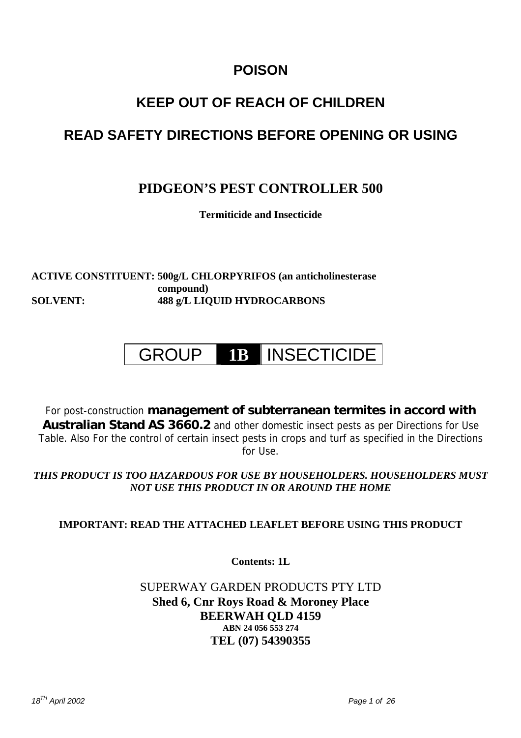# POISON

# KEEP OUT OF REACH OF CHILDREN

# READ SAFETY DIRECTIONS BEFORE OPENING OR USING

## PIDGEON'S PEST CONTROLLER 500

**Termiticide and Insecticide**

**ACTIVE CONSTITUENT: 500g/L CHLORPYRIFOS (an anticholinesterase compound)**
**SOLVENT: 488 g/L LIQUID HYDROCARBONS**

| GROUP | **1B** | INSECTICIDE |
|---|---|---|

For post-construction **management of subterranean termites in accord with Australian Stand AS 3660.2** and other domestic insect pests as per Directions for Use Table. Also For the control of certain insect pests in crops and turf as specified in the Directions for Use.

***THIS PRODUCT IS TOO HAZARDOUS FOR USE BY HOUSEHOLDERS. HOUSEHOLDERS MUST NOT USE THIS PRODUCT IN OR AROUND THE HOME***

**IMPORTANT: READ THE ATTACHED LEAFLET BEFORE USING THIS PRODUCT**

**Contents: 1L**

SUPERWAY GARDEN PRODUCTS PTY LTD
**Shed 6, Cnr Roys Road & Moroney Place**
**BEERWAH QLD 4159**
**ABN 24 056 553 274**
**TEL (07) 54390355**

*18th April 2002*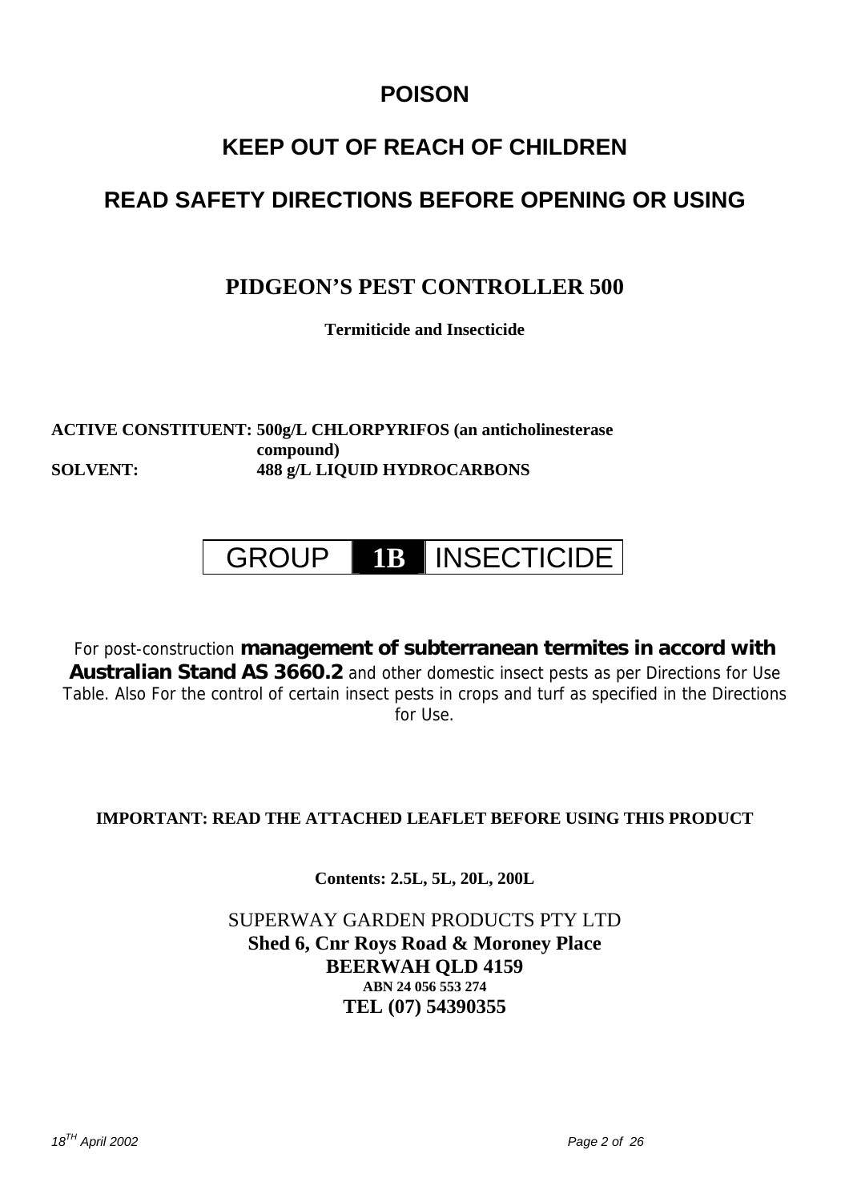# POISON

# KEEP OUT OF REACH OF CHILDREN

# READ SAFETY DIRECTIONS BEFORE OPENING OR USING

## PIDGEON'S PEST CONTROLLER 500

**Termiticide and Insecticide**

**ACTIVE CONSTITUENT: 500g/L CHLORPYRIFOS (an anticholinesterase compound)**
**SOLVENT: 488 g/L LIQUID HYDROCARBONS**

| GROUP | **1B** | INSECTICIDE |
|---|---|---|

For post-construction **management of subterranean termites in accord with Australian Stand AS 3660.2** and other domestic insect pests as per Directions for Use Table. Also For the control of certain insect pests in crops and turf as specified in the Directions for Use.

**IMPORTANT: READ THE ATTACHED LEAFLET BEFORE USING THIS PRODUCT**

**Contents: 2.5L, 5L, 20L, 200L**

SUPERWAY GARDEN PRODUCTS PTY LTD
**Shed 6, Cnr Roys Road & Moroney Place**
**BEERWAH QLD 4159**
**ABN 24 056 553 274**
**TEL (07) 54390355**

*18TH April 2002*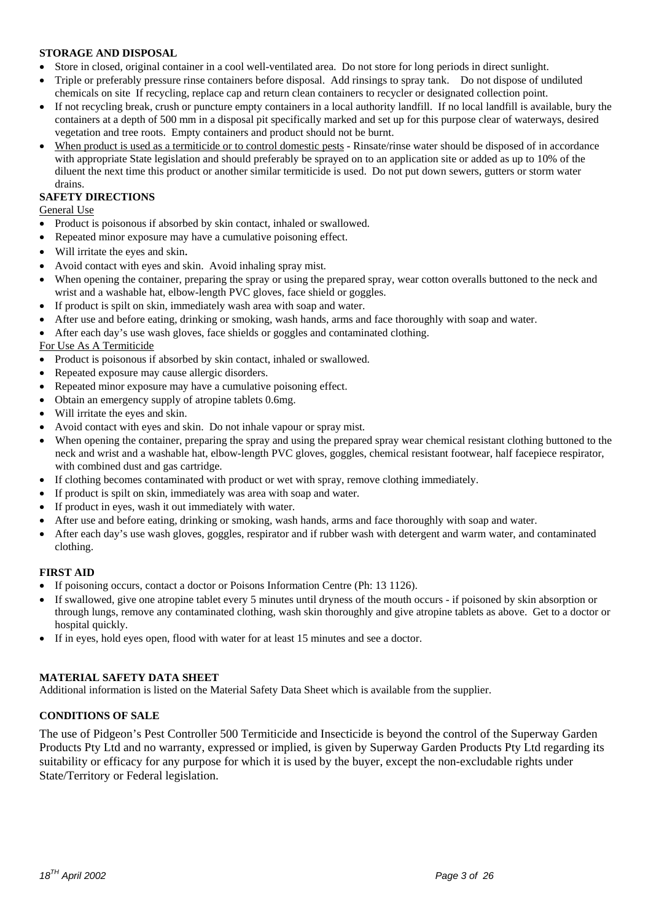**STORAGE AND DISPOSAL**

- Store in closed, original container in a cool well-ventilated area. Do not store for long periods in direct sunlight.
- Triple or preferably pressure rinse containers before disposal. Add rinsings to spray tank. Do not dispose of undiluted chemicals on site If recycling, replace cap and return clean containers to recycler or designated collection point.
- If not recycling break, crush or puncture empty containers in a local authority landfill. If no local landfill is available, bury the containers at a depth of 500 mm in a disposal pit specifically marked and set up for this purpose clear of waterways, desired vegetation and tree roots. Empty containers and product should not be burnt.
- When product is used as a termiticide or to control domestic pests - Rinsate/rinse water should be disposed of in accordance with appropriate State legislation and should preferably be sprayed on to an application site or added as up to 10% of the diluent the next time this product or another similar termiticide is used. Do not put down sewers, gutters or storm water drains.

**SAFETY DIRECTIONS**

General Use

- Product is poisonous if absorbed by skin contact, inhaled or swallowed.
- Repeated minor exposure may have a cumulative poisoning effect.
- Will irritate the eyes and skin.
- Avoid contact with eyes and skin. Avoid inhaling spray mist.
- When opening the container, preparing the spray or using the prepared spray, wear cotton overalls buttoned to the neck and wrist and a washable hat, elbow-length PVC gloves, face shield or goggles.
- If product is spilt on skin, immediately wash area with soap and water.
- After use and before eating, drinking or smoking, wash hands, arms and face thoroughly with soap and water.
- After each day's use wash gloves, face shields or goggles and contaminated clothing.

For Use As A Termiticide

- Product is poisonous if absorbed by skin contact, inhaled or swallowed.
- Repeated exposure may cause allergic disorders.
- Repeated minor exposure may have a cumulative poisoning effect.
- Obtain an emergency supply of atropine tablets 0.6mg.
- Will irritate the eyes and skin.
- Avoid contact with eyes and skin. Do not inhale vapour or spray mist.
- When opening the container, preparing the spray and using the prepared spray wear chemical resistant clothing buttoned to the neck and wrist and a washable hat, elbow-length PVC gloves, goggles, chemical resistant footwear, half facepiece respirator, with combined dust and gas cartridge.
- If clothing becomes contaminated with product or wet with spray, remove clothing immediately.
- If product is spilt on skin, immediately was area with soap and water.
- If product in eyes, wash it out immediately with water.
- After use and before eating, drinking or smoking, wash hands, arms and face thoroughly with soap and water.
- After each day's use wash gloves, goggles, respirator and if rubber wash with detergent and warm water, and contaminated clothing.

**FIRST AID**

- If poisoning occurs, contact a doctor or Poisons Information Centre (Ph: 13 1126).
- If swallowed, give one atropine tablet every 5 minutes until dryness of the mouth occurs - if poisoned by skin absorption or through lungs, remove any contaminated clothing, wash skin thoroughly and give atropine tablets as above. Get to a doctor or hospital quickly.
- If in eyes, hold eyes open, flood with water for at least 15 minutes and see a doctor.

**MATERIAL SAFETY DATA SHEET**

Additional information is listed on the Material Safety Data Sheet which is available from the supplier.

**CONDITIONS OF SALE**

The use of Pidgeon's Pest Controller 500 Termiticide and Insecticide is beyond the control of the Superway Garden Products Pty Ltd and no warranty, expressed or implied, is given by Superway Garden Products Pty Ltd regarding its suitability or efficacy for any purpose for which it is used by the buyer, except the non-excludable rights under State/Territory or Federal legislation.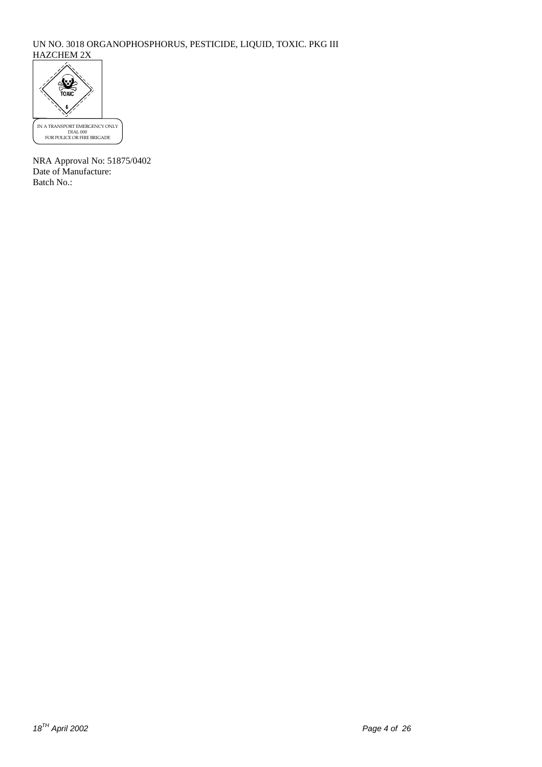UN NO. 3018 ORGANOPHOSPHORUS, PESTICIDE, LIQUID, TOXIC. PKG III
HAZCHEM 2X

TOXIC

6

IN A TRANSPORT EMERGENCY ONLY
DIAL 000
FOR POLICE OR FIRE BRIGADE

NRA Approval No: 51875/0402
Date of Manufacture:
Batch No.: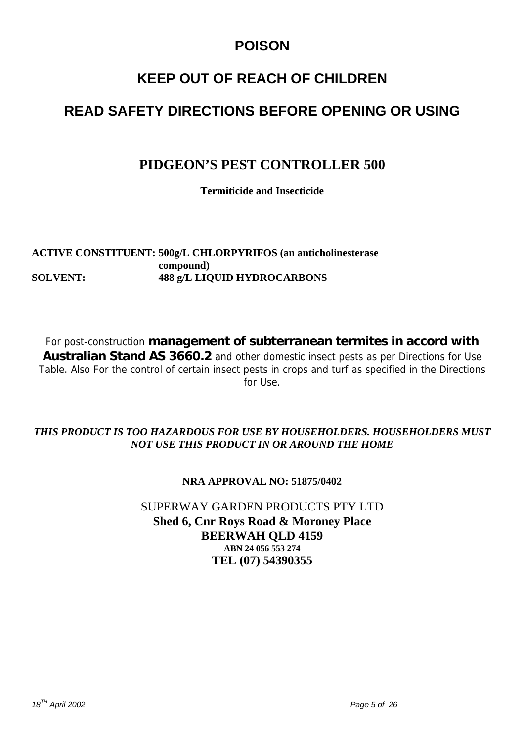# POISON

# KEEP OUT OF REACH OF CHILDREN

# READ SAFETY DIRECTIONS BEFORE OPENING OR USING

## PIDGEON'S PEST CONTROLLER 500

**Termiticide and Insecticide**

**ACTIVE CONSTITUENT: 500g/L CHLORPYRIFOS (an anticholinesterase compound)**
**SOLVENT: 488 g/L LIQUID HYDROCARBONS**

For post-construction **management of subterranean termites in accord with Australian Stand AS 3660.2** and other domestic insect pests as per Directions for Use Table. Also For the control of certain insect pests in crops and turf as specified in the Directions for Use.

***THIS PRODUCT IS TOO HAZARDOUS FOR USE BY HOUSEHOLDERS. HOUSEHOLDERS MUST NOT USE THIS PRODUCT IN OR AROUND THE HOME***

**NRA APPROVAL NO: 51875/0402**

SUPERWAY GARDEN PRODUCTS PTY LTD
**Shed 6, Cnr Roys Road & Moroney Place**
**BEERWAH QLD 4159**
**ABN 24 056 553 274**
**TEL (07) 54390355**

*18[TH] April 2002*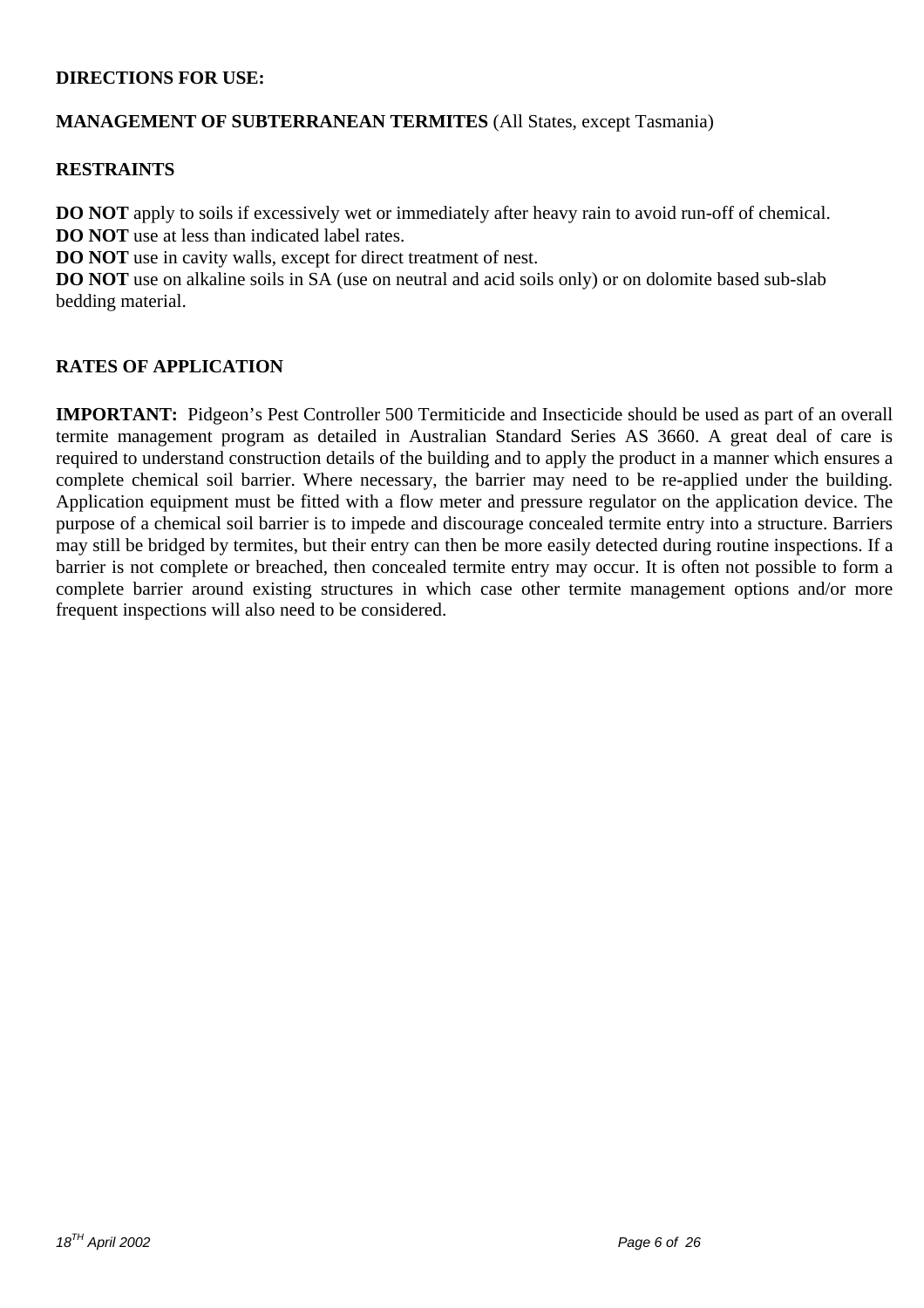**DIRECTIONS FOR USE:**

**MANAGEMENT OF SUBTERRANEAN TERMITES** (All States, except Tasmania)

**RESTRAINTS**

**DO NOT** apply to soils if excessively wet or immediately after heavy rain to avoid run-off of chemical.
**DO NOT** use at less than indicated label rates.
**DO NOT** use in cavity walls, except for direct treatment of nest.
**DO NOT** use on alkaline soils in SA (use on neutral and acid soils only) or on dolomite based sub-slab bedding material.

**RATES OF APPLICATION**

**IMPORTANT:** Pidgeon's Pest Controller 500 Termiticide and Insecticide should be used as part of an overall termite management program as detailed in Australian Standard Series AS 3660. A great deal of care is required to understand construction details of the building and to apply the product in a manner which ensures a complete chemical soil barrier. Where necessary, the barrier may need to be re-applied under the building. Application equipment must be fitted with a flow meter and pressure regulator on the application device. The purpose of a chemical soil barrier is to impede and discourage concealed termite entry into a structure. Barriers may still be bridged by termites, but their entry can then be more easily detected during routine inspections. If a barrier is not complete or breached, then concealed termite entry may occur. It is often not possible to form a complete barrier around existing structures in which case other termite management options and/or more frequent inspections will also need to be considered.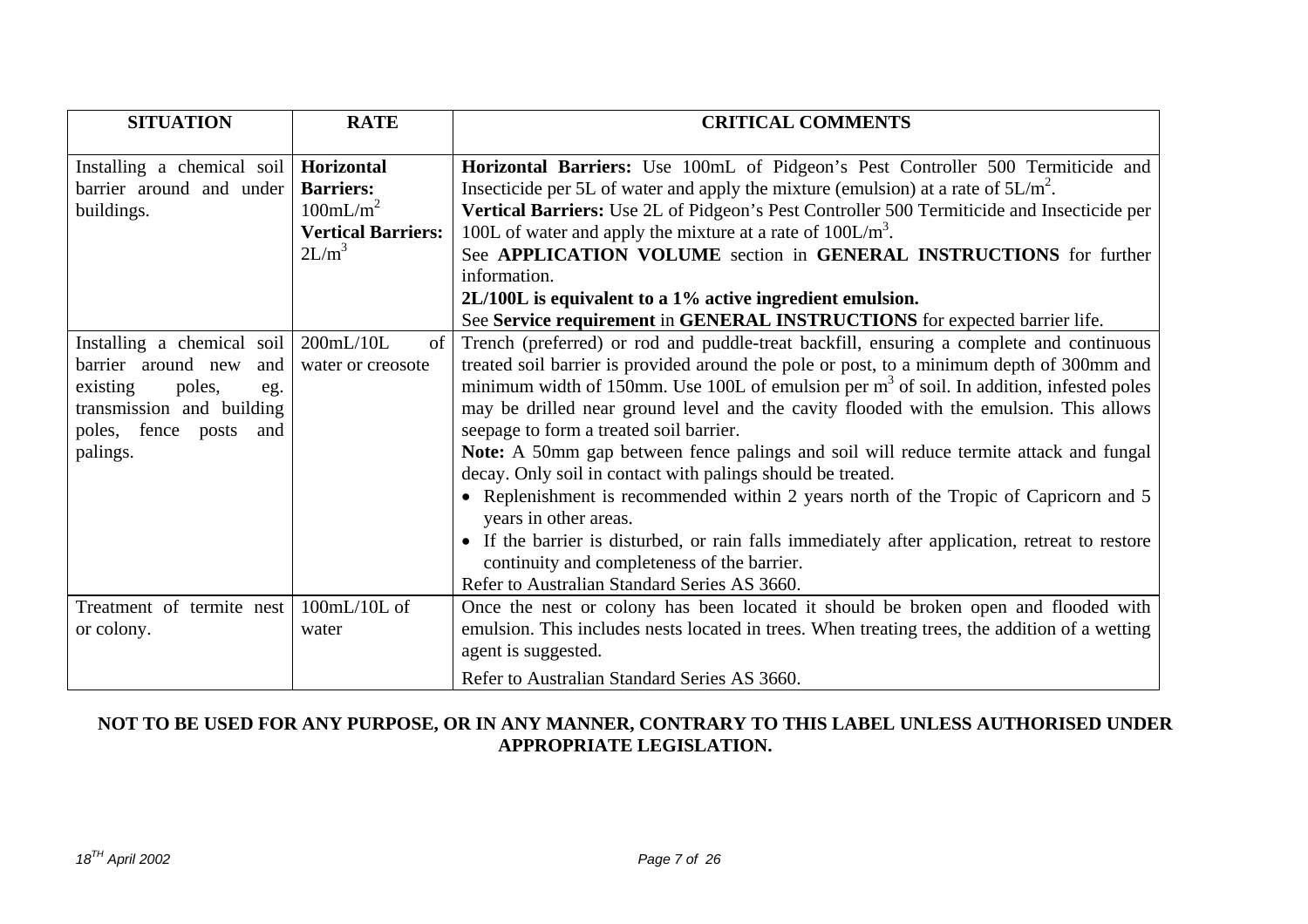| SITUATION | RATE | CRITICAL COMMENTS |
|---|---|---|
| Installing a chemical soil barrier around and under buildings. | **Horizontal Barriers:** 100mL/$m^2$ **Vertical Barriers:** 2L/$m^3$ | **Horizontal Barriers:** Use 100mL of Pidgeon's Pest Controller 500 Termiticide and Insecticide per 5L of water and apply the mixture (emulsion) at a rate of 5L/$m^2$. **Vertical Barriers:** Use 2L of Pidgeon's Pest Controller 500 Termiticide and Insecticide per 100L of water and apply the mixture at a rate of 100L/$m^3$. See **APPLICATION VOLUME** section in **GENERAL INSTRUCTIONS** for further information. **2L/100L is equivalent to a 1% active ingredient emulsion.** See **Service requirement** in **GENERAL INSTRUCTIONS** for expected barrier life. |
| Installing a chemical soil barrier around new and existing poles, eg. transmission and building poles, fence posts and palings. | 200mL/10L of water or creosote | Trench (preferred) or rod and puddle-treat backfill, ensuring a complete and continuous treated soil barrier is provided around the pole or post, to a minimum depth of 300mm and minimum width of 150mm. Use 100L of emulsion per $m^3$ of soil. In addition, infested poles may be drilled near ground level and the cavity flooded with the emulsion. This allows seepage to form a treated soil barrier. **Note:** A 50mm gap between fence palings and soil will reduce termite attack and fungal decay. Only soil in contact with palings should be treated. • Replenishment is recommended within 2 years north of the Tropic of Capricorn and 5 years in other areas. • If the barrier is disturbed, or rain falls immediately after application, retreat to restore continuity and completeness of the barrier. Refer to Australian Standard Series AS 3660. |
| Treatment of termite nest or colony. | 100mL/10L of water | Once the nest or colony has been located it should be broken open and flooded with emulsion. This includes nests located in trees. When treating trees, the addition of a wetting agent is suggested. Refer to Australian Standard Series AS 3660. |

**NOT TO BE USED FOR ANY PURPOSE, OR IN ANY MANNER, CONTRARY TO THIS LABEL UNLESS AUTHORISED UNDER APPROPRIATE LEGISLATION.**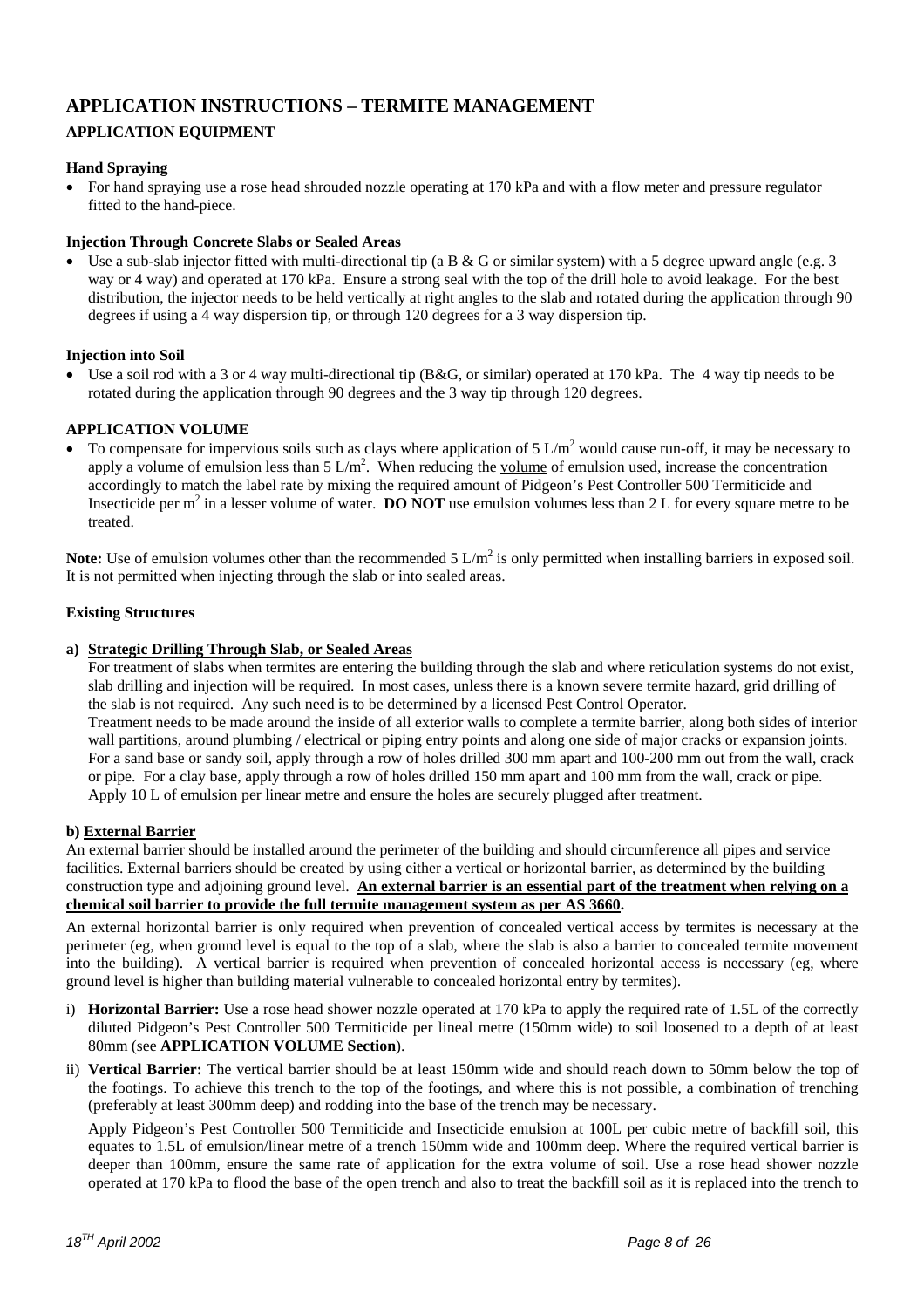# APPLICATION INSTRUCTIONS – TERMITE MANAGEMENT

## APPLICATION EQUIPMENT

### Hand Spraying

- For hand spraying use a rose head shrouded nozzle operating at 170 kPa and with a flow meter and pressure regulator fitted to the hand-piece.

### Injection Through Concrete Slabs or Sealed Areas

- Use a sub-slab injector fitted with multi-directional tip (a B & G or similar system) with a 5 degree upward angle (e.g. 3 way or 4 way) and operated at 170 kPa. Ensure a strong seal with the top of the drill hole to avoid leakage. For the best distribution, the injector needs to be held vertically at right angles to the slab and rotated during the application through 90 degrees if using a 4 way dispersion tip, or through 120 degrees for a 3 way dispersion tip.

### Injection into Soil

- Use a soil rod with a 3 or 4 way multi-directional tip (B&G, or similar) operated at 170 kPa. The 4 way tip needs to be rotated during the application through 90 degrees and the 3 way tip through 120 degrees.

## APPLICATION VOLUME

- To compensate for impervious soils such as clays where application of 5 L/m$^2$ would cause run-off, it may be necessary to apply a volume of emulsion less than 5 L/m$^2$. When reducing the volume of emulsion used, increase the concentration accordingly to match the label rate by mixing the required amount of Pidgeon's Pest Controller 500 Termiticide and Insecticide per m$^2$ in a lesser volume of water. **DO NOT** use emulsion volumes less than 2 L for every square metre to be treated.

**Note:** Use of emulsion volumes other than the recommended 5 L/m$^2$ is only permitted when installing barriers in exposed soil. It is not permitted when injecting through the slab or into sealed areas.

### Existing Structures

**a) Strategic Drilling Through Slab, or Sealed Areas**

For treatment of slabs when termites are entering the building through the slab and where reticulation systems do not exist, slab drilling and injection will be required. In most cases, unless there is a known severe termite hazard, grid drilling of the slab is not required. Any such need is to be determined by a licensed Pest Control Operator.

Treatment needs to be made around the inside of all exterior walls to complete a termite barrier, along both sides of interior wall partitions, around plumbing / electrical or piping entry points and along one side of major cracks or expansion joints. For a sand base or sandy soil, apply through a row of holes drilled 300 mm apart and 100-200 mm out from the wall, crack or pipe. For a clay base, apply through a row of holes drilled 150 mm apart and 100 mm from the wall, crack or pipe. Apply 10 L of emulsion per linear metre and ensure the holes are securely plugged after treatment.

**b) External Barrier**

An external barrier should be installed around the perimeter of the building and should circumference all pipes and service facilities. External barriers should be created by using either a vertical or horizontal barrier, as determined by the building construction type and adjoining ground level. **An external barrier is an essential part of the treatment when relying on a chemical soil barrier to provide the full termite management system as per AS 3660.**

An external horizontal barrier is only required when prevention of concealed vertical access by termites is necessary at the perimeter (eg, when ground level is equal to the top of a slab, where the slab is also a barrier to concealed termite movement into the building). A vertical barrier is required when prevention of concealed horizontal access is necessary (eg, where ground level is higher than building material vulnerable to concealed horizontal entry by termites).

i) **Horizontal Barrier:** Use a rose head shower nozzle operated at 170 kPa to apply the required rate of 1.5L of the correctly diluted Pidgeon's Pest Controller 500 Termiticide per lineal metre (150mm wide) to soil loosened to a depth of at least 80mm (see **APPLICATION VOLUME Section**).

ii) **Vertical Barrier:** The vertical barrier should be at least 150mm wide and should reach down to 50mm below the top of the footings. To achieve this trench to the top of the footings, and where this is not possible, a combination of trenching (preferably at least 300mm deep) and rodding into the base of the trench may be necessary.

Apply Pidgeon's Pest Controller 500 Termiticide and Insecticide emulsion at 100L per cubic metre of backfill soil, this equates to 1.5L of emulsion/linear metre of a trench 150mm wide and 100mm deep. Where the required vertical barrier is deeper than 100mm, ensure the same rate of application for the extra volume of soil. Use a rose head shower nozzle operated at 170 kPa to flood the base of the open trench and also to treat the backfill soil as it is replaced into the trench to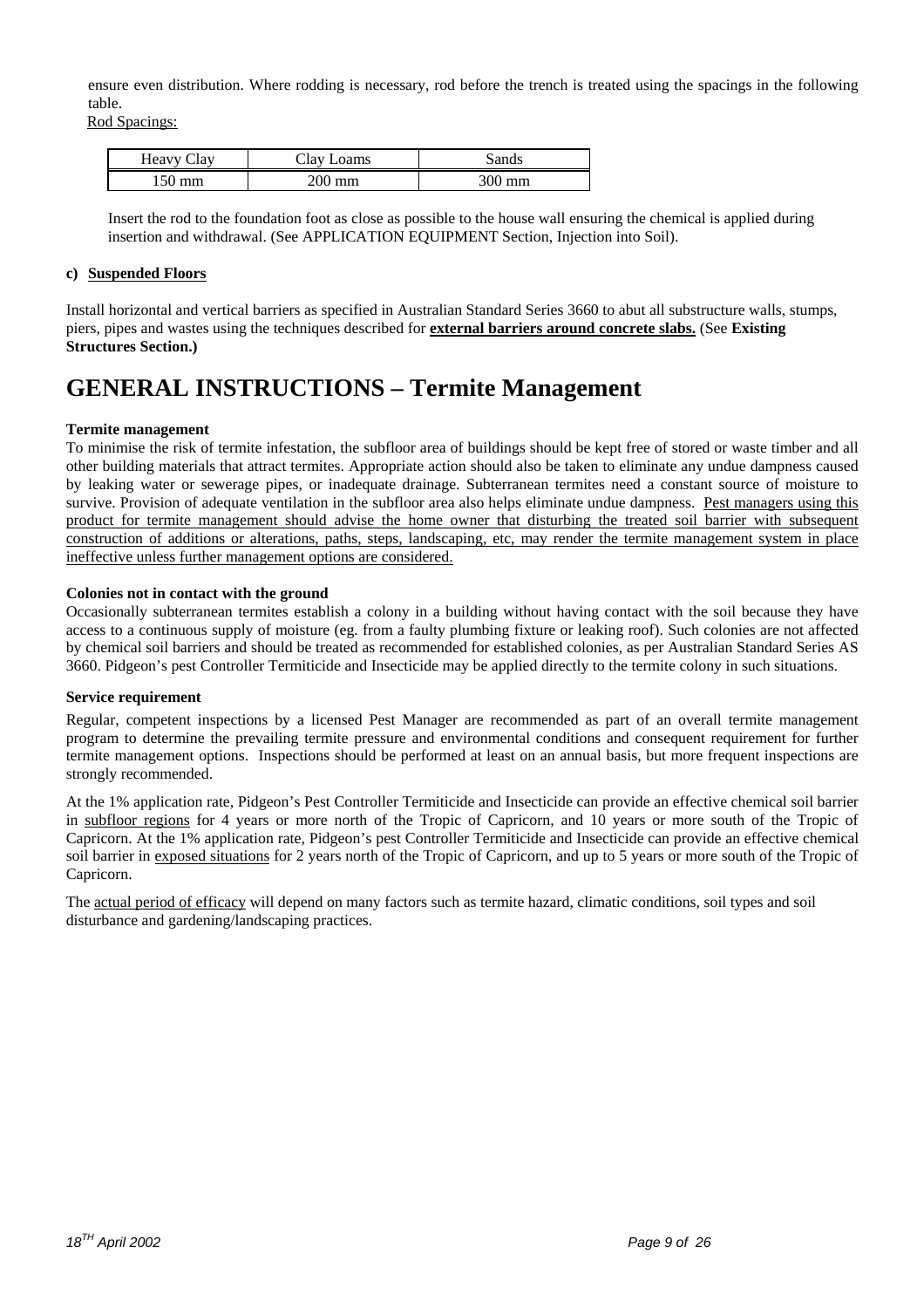ensure even distribution. Where rodding is necessary, rod before the trench is treated using the spacings in the following table.

Rod Spacings:

| Heavy Clay | Clay Loams | Sands |
|---|---|---|
| 150 mm | 200 mm | 300 mm |

Insert the rod to the foundation foot as close as possible to the house wall ensuring the chemical is applied during insertion and withdrawal. (See APPLICATION EQUIPMENT Section, Injection into Soil).

**c) Suspended Floors**

Install horizontal and vertical barriers as specified in Australian Standard Series 3660 to abut all substructure walls, stumps, piers, pipes and wastes using the techniques described for **external barriers around concrete slabs.** (See **Existing Structures Section.)**

# GENERAL INSTRUCTIONS – Termite Management

**Termite management**

To minimise the risk of termite infestation, the subfloor area of buildings should be kept free of stored or waste timber and all other building materials that attract termites. Appropriate action should also be taken to eliminate any undue dampness caused by leaking water or sewerage pipes, or inadequate drainage. Subterranean termites need a constant source of moisture to survive. Provision of adequate ventilation in the subfloor area also helps eliminate undue dampness. Pest managers using this product for termite management should advise the home owner that disturbing the treated soil barrier with subsequent construction of additions or alterations, paths, steps, landscaping, etc, may render the termite management system in place ineffective unless further management options are considered.

**Colonies not in contact with the ground**

Occasionally subterranean termites establish a colony in a building without having contact with the soil because they have access to a continuous supply of moisture (eg. from a faulty plumbing fixture or leaking roof). Such colonies are not affected by chemical soil barriers and should be treated as recommended for established colonies, as per Australian Standard Series AS 3660. Pidgeon's pest Controller Termiticide and Insecticide may be applied directly to the termite colony in such situations.

**Service requirement**

Regular, competent inspections by a licensed Pest Manager are recommended as part of an overall termite management program to determine the prevailing termite pressure and environmental conditions and consequent requirement for further termite management options. Inspections should be performed at least on an annual basis, but more frequent inspections are strongly recommended.

At the 1% application rate, Pidgeon's Pest Controller Termiticide and Insecticide can provide an effective chemical soil barrier in subfloor regions for 4 years or more north of the Tropic of Capricorn, and 10 years or more south of the Tropic of Capricorn. At the 1% application rate, Pidgeon's pest Controller Termiticide and Insecticide can provide an effective chemical soil barrier in exposed situations for 2 years north of the Tropic of Capricorn, and up to 5 years or more south of the Tropic of Capricorn.

The actual period of efficacy will depend on many factors such as termite hazard, climatic conditions, soil types and soil disturbance and gardening/landscaping practices.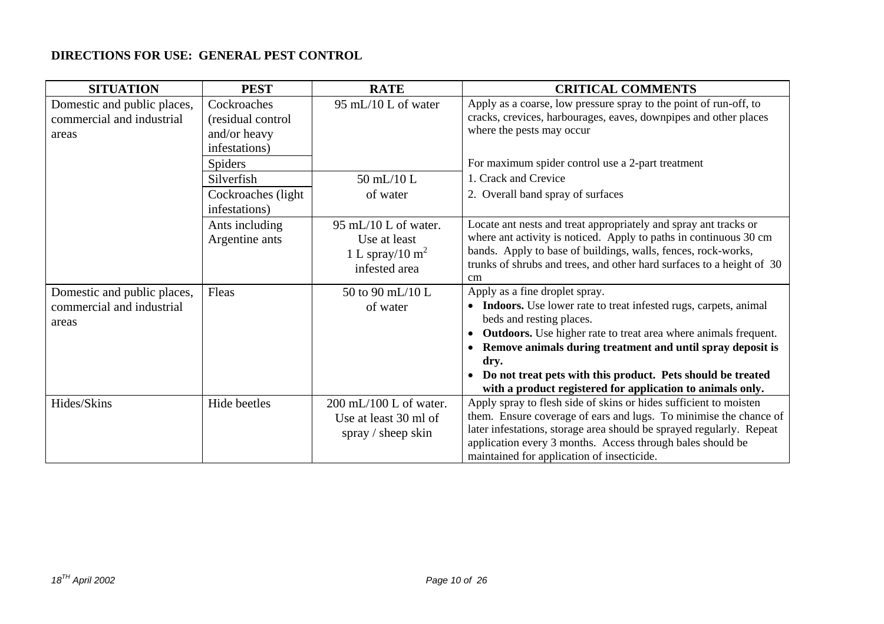## DIRECTIONS FOR USE: GENERAL PEST CONTROL

| SITUATION | PEST | RATE | CRITICAL COMMENTS |
|---|---|---|---|
| Domestic and public places, commercial and industrial areas | Cockroaches (residual control and/or heavy infestations) | 95 mL/10 L of water | Apply as a coarse, low pressure spray to the point of run-off, to cracks, crevices, harbourages, eaves, downpipes and other places where the pests may occur |
| | Spiders | | For maximum spider control use a 2-part treatment |
| | Silverfish | 50 mL/10 L of water | 1. Crack and Crevice |
| | Cockroaches (light infestations) | | 2. Overall band spray of surfaces |
| | Ants including Argentine ants | 95 mL/10 L of water. Use at least 1 L spray/10 $m^2$ infested area | Locate ant nests and treat appropriately and spray ant tracks or where ant activity is noticed. Apply to paths in continuous 30 cm bands. Apply to base of buildings, walls, fences, rock-works, trunks of shrubs and trees, and other hard surfaces to a height of 30 cm |
| Domestic and public places, commercial and industrial areas | Fleas | 50 to 90 mL/10 L of water | Apply as a fine droplet spray.<br>• **Indoors.** Use lower rate to treat infested rugs, carpets, animal beds and resting places.<br>• **Outdoors.** Use higher rate to treat area where animals frequent.<br>• **Remove animals during treatment and until spray deposit is dry.**<br>• **Do not treat pets with this product. Pets should be treated with a product registered for application to animals only.** |
| Hides/Skins | Hide beetles | 200 mL/100 L of water. Use at least 30 ml of spray / sheep skin | Apply spray to flesh side of skins or hides sufficient to moisten them. Ensure coverage of ears and lugs. To minimise the chance of later infestations, storage area should be sprayed regularly. Repeat application every 3 months. Access through bales should be maintained for application of insecticide. |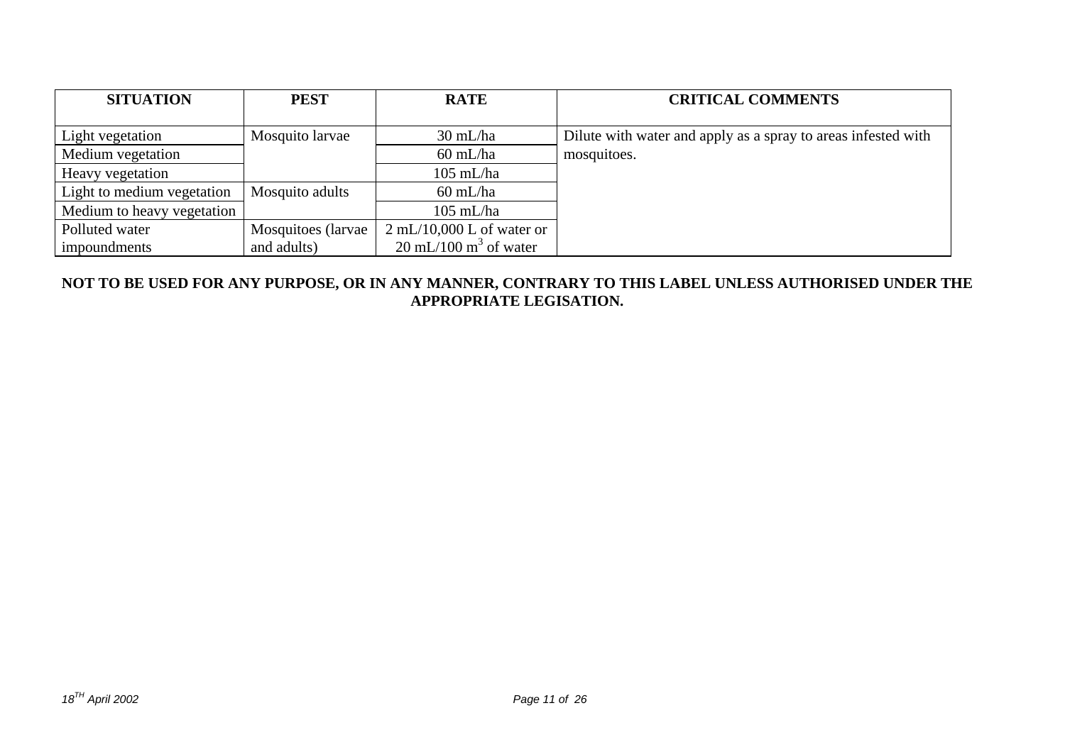| SITUATION | PEST | RATE | CRITICAL COMMENTS |
|---|---|---|---|
| Light vegetation | Mosquito larvae | 30 mL/ha | Dilute with water and apply as a spray to areas infested with mosquitoes. |
| Medium vegetation | | 60 mL/ha | |
| Heavy vegetation | | 105 mL/ha | |
| Light to medium vegetation | Mosquito adults | 60 mL/ha | |
| Medium to heavy vegetation | | 105 mL/ha | |
| Polluted water impoundments | Mosquitoes (larvae and adults) | 2 mL/10,000 L of water or 20 mL/100 $m^3$ of water | |

**NOT TO BE USED FOR ANY PURPOSE, OR IN ANY MANNER, CONTRARY TO THIS LABEL UNLESS AUTHORISED UNDER THE APPROPRIATE LEGISATION.**

*18[TH] April 2002*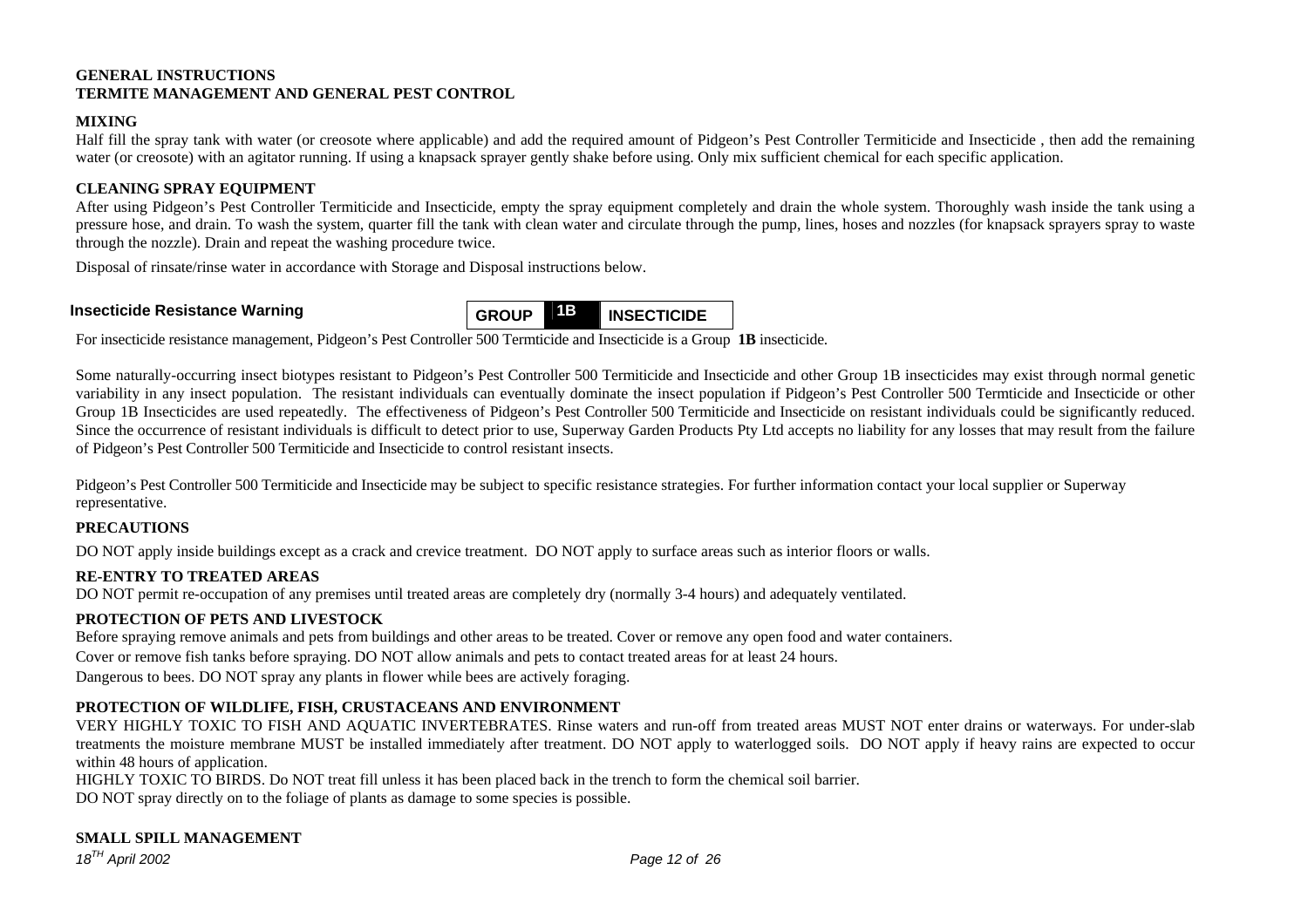**GENERAL INSTRUCTIONS**
**TERMITE MANAGEMENT AND GENERAL PEST CONTROL**

**MIXING**

Half fill the spray tank with water (or creosote where applicable) and add the required amount of Pidgeon's Pest Controller Termiticide and Insecticide , then add the remaining water (or creosote) with an agitator running. If using a knapsack sprayer gently shake before using. Only mix sufficient chemical for each specific application.

**CLEANING SPRAY EQUIPMENT**

After using Pidgeon's Pest Controller Termiticide and Insecticide, empty the spray equipment completely and drain the whole system. Thoroughly wash inside the tank using a pressure hose, and drain. To wash the system, quarter fill the tank with clean water and circulate through the pump, lines, hoses and nozzles (for knapsack sprayers spray to waste through the nozzle). Drain and repeat the washing procedure twice.

Disposal of rinsate/rinse water in accordance with Storage and Disposal instructions below.

**Insecticide Resistance Warning**

| GROUP | 1B | INSECTICIDE |
|---|---|---|

For insecticide resistance management, Pidgeon's Pest Controller 500 Termticide and Insecticide is a Group **1B** insecticide.

Some naturally-occurring insect biotypes resistant to Pidgeon's Pest Controller 500 Termiticide and Insecticide and other Group 1B insecticides may exist through normal genetic variability in any insect population. The resistant individuals can eventually dominate the insect population if Pidgeon's Pest Controller 500 Termtiticide and Insecticide or other Group 1B Insecticides are used repeatedly. The effectiveness of Pidgeon's Pest Controller 500 Termiticide and Insecticide on resistant individuals could be significantly reduced. Since the occurrence of resistant individuals is difficult to detect prior to use, Superway Garden Products Pty Ltd accepts no liability for any losses that may result from the failure of Pidgeon's Pest Controller 500 Termiticide and Insecticide to control resistant insects.

Pidgeon's Pest Controller 500 Termiticide and Insecticide may be subject to specific resistance strategies. For further information contact your local supplier or Superway representative.

**PRECAUTIONS**

DO NOT apply inside buildings except as a crack and crevice treatment. DO NOT apply to surface areas such as interior floors or walls.

**RE-ENTRY TO TREATED AREAS**

DO NOT permit re-occupation of any premises until treated areas are completely dry (normally 3-4 hours) and adequately ventilated.

**PROTECTION OF PETS AND LIVESTOCK**

Before spraying remove animals and pets from buildings and other areas to be treated. Cover or remove any open food and water containers.

Cover or remove fish tanks before spraying. DO NOT allow animals and pets to contact treated areas for at least 24 hours.

Dangerous to bees. DO NOT spray any plants in flower while bees are actively foraging.

**PROTECTION OF WILDLIFE, FISH, CRUSTACEANS AND ENVIRONMENT**

VERY HIGHLY TOXIC TO FISH AND AQUATIC INVERTEBRATES. Rinse waters and run-off from treated areas MUST NOT enter drains or waterways. For under-slab treatments the moisture membrane MUST be installed immediately after treatment. DO NOT apply to waterlogged soils. DO NOT apply if heavy rains are expected to occur within 48 hours of application.

HIGHLY TOXIC TO BIRDS. Do NOT treat fill unless it has been placed back in the trench to form the chemical soil barrier.

DO NOT spray directly on to the foliage of plants as damage to some species is possible.

**SMALL SPILL MANAGEMENT**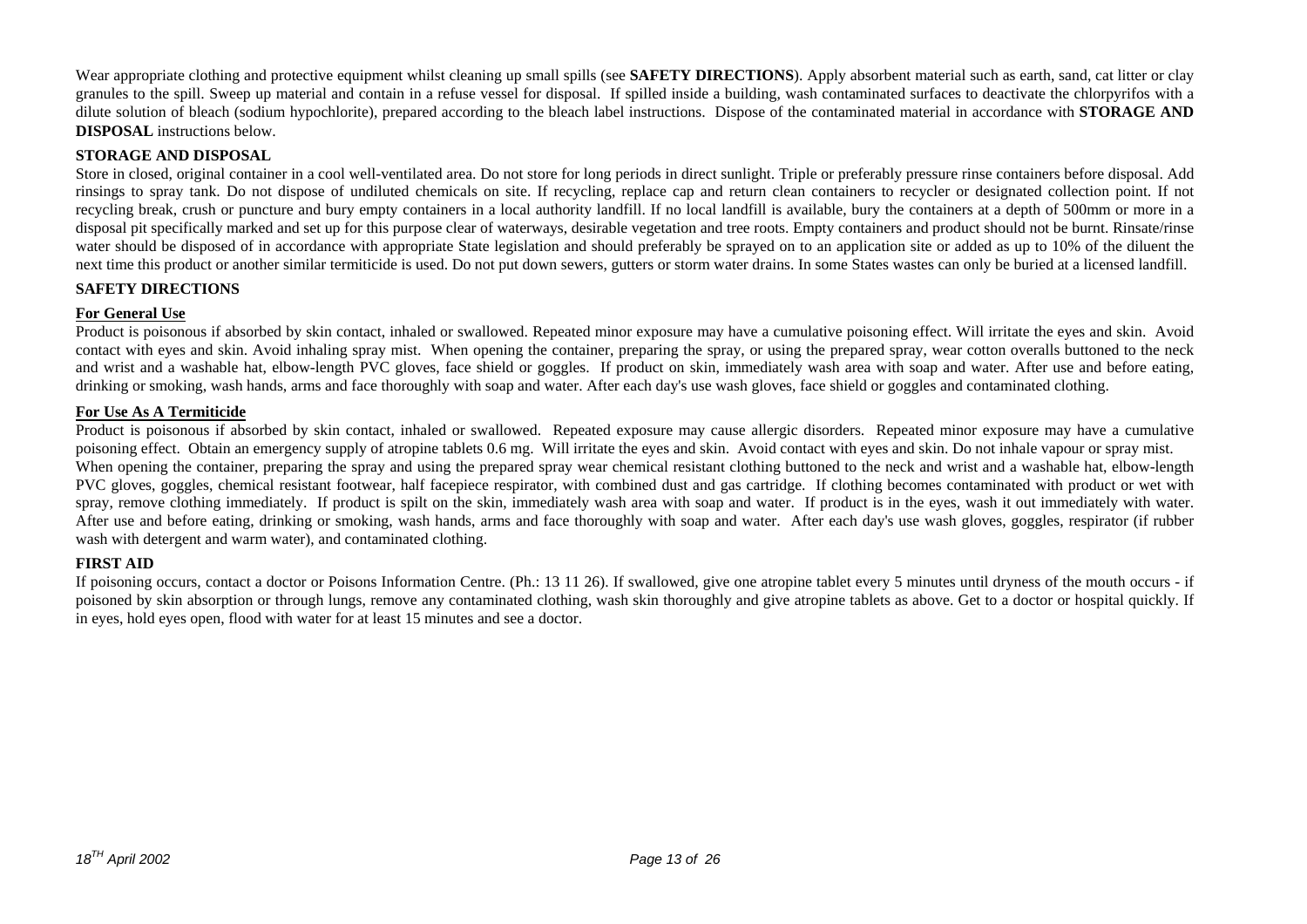Wear appropriate clothing and protective equipment whilst cleaning up small spills (see **SAFETY DIRECTIONS**). Apply absorbent material such as earth, sand, cat litter or clay granules to the spill. Sweep up material and contain in a refuse vessel for disposal. If spilled inside a building, wash contaminated surfaces to deactivate the chlorpyrifos with a dilute solution of bleach (sodium hypochlorite), prepared according to the bleach label instructions. Dispose of the contaminated material in accordance with **STORAGE AND DISPOSAL** instructions below.

### STORAGE AND DISPOSAL

Store in closed, original container in a cool well-ventilated area. Do not store for long periods in direct sunlight. Triple or preferably pressure rinse containers before disposal. Add rinsings to spray tank. Do not dispose of undiluted chemicals on site. If recycling, replace cap and return clean containers to recycler or designated collection point. If not recycling break, crush or puncture and bury empty containers in a local authority landfill. If no local landfill is available, bury the containers at a depth of 500mm or more in a disposal pit specifically marked and set up for this purpose clear of waterways, desirable vegetation and tree roots. Empty containers and product should not be burnt. Rinsate/rinse water should be disposed of in accordance with appropriate State legislation and should preferably be sprayed on to an application site or added as up to 10% of the diluent the next time this product or another similar termiticide is used. Do not put down sewers, gutters or storm water drains. In some States wastes can only be buried at a licensed landfill.

### SAFETY DIRECTIONS

#### For General Use

Product is poisonous if absorbed by skin contact, inhaled or swallowed. Repeated minor exposure may have a cumulative poisoning effect. Will irritate the eyes and skin. Avoid contact with eyes and skin. Avoid inhaling spray mist. When opening the container, preparing the spray, or using the prepared spray, wear cotton overalls buttoned to the neck and wrist and a washable hat, elbow-length PVC gloves, face shield or goggles. If product on skin, immediately wash area with soap and water. After use and before eating, drinking or smoking, wash hands, arms and face thoroughly with soap and water. After each day's use wash gloves, face shield or goggles and contaminated clothing.

#### For Use As A Termiticide

Product is poisonous if absorbed by skin contact, inhaled or swallowed. Repeated exposure may cause allergic disorders. Repeated minor exposure may have a cumulative poisoning effect. Obtain an emergency supply of atropine tablets 0.6 mg. Will irritate the eyes and skin. Avoid contact with eyes and skin. Do not inhale vapour or spray mist.

When opening the container, preparing the spray and using the prepared spray wear chemical resistant clothing buttoned to the neck and wrist and a washable hat, elbow-length PVC gloves, goggles, chemical resistant footwear, half facepiece respirator, with combined dust and gas cartridge. If clothing becomes contaminated with product or wet with spray, remove clothing immediately. If product is spilt on the skin, immediately wash area with soap and water. If product is in the eyes, wash it out immediately with water. After use and before eating, drinking or smoking, wash hands, arms and face thoroughly with soap and water. After each day's use wash gloves, goggles, respirator (if rubber wash with detergent and warm water), and contaminated clothing.

### FIRST AID

If poisoning occurs, contact a doctor or Poisons Information Centre. (Ph.: 13 11 26). If swallowed, give one atropine tablet every 5 minutes until dryness of the mouth occurs - if poisoned by skin absorption or through lungs, remove any contaminated clothing, wash skin thoroughly and give atropine tablets as above. Get to a doctor or hospital quickly. If in eyes, hold eyes open, flood with water for at least 15 minutes and see a doctor.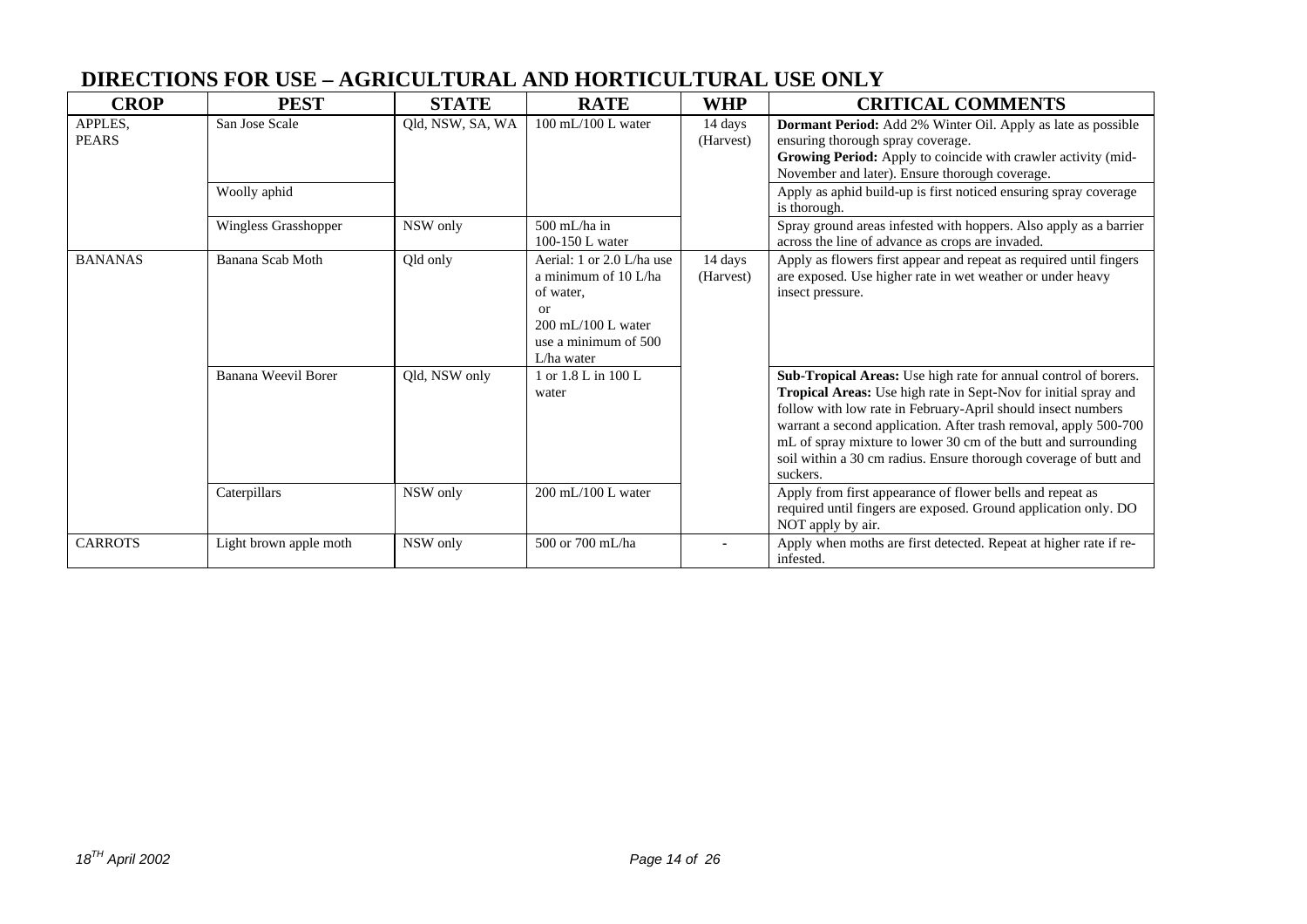## DIRECTIONS FOR USE – AGRICULTURAL AND HORTICULTURAL USE ONLY

| CROP | PEST | STATE | RATE | WHP | CRITICAL COMMENTS |
|---|---|---|---|---|---|
| APPLES, PEARS | San Jose Scale | Qld, NSW, SA, WA | 100 mL/100 L water | 14 days (Harvest) | **Dormant Period:** Add 2% Winter Oil. Apply as late as possible ensuring thorough spray coverage. **Growing Period:** Apply to coincide with crawler activity (mid-November and later). Ensure thorough coverage. |
| | Woolly aphid | | | | Apply as aphid build-up is first noticed ensuring spray coverage is thorough. |
| | Wingless Grasshopper | NSW only | 500 mL/ha in 100-150 L water | | Spray ground areas infested with hoppers. Also apply as a barrier across the line of advance as crops are invaded. |
| BANANAS | Banana Scab Moth | Qld only | Aerial: 1 or 2.0 L/ha use a minimum of 10 L/ha of water, or 200 mL/100 L water use a minimum of 500 L/ha water | 14 days (Harvest) | Apply as flowers first appear and repeat as required until fingers are exposed. Use higher rate in wet weather or under heavy insect pressure. |
| | Banana Weevil Borer | Qld, NSW only | 1 or 1.8 L in 100 L water | | **Sub-Tropical Areas:** Use high rate for annual control of borers. **Tropical Areas:** Use high rate in Sept-Nov for initial spray and follow with low rate in February-April should insect numbers warrant a second application. After trash removal, apply 500-700 mL of spray mixture to lower 30 cm of the butt and surrounding soil within a 30 cm radius. Ensure thorough coverage of butt and suckers. |
| | Caterpillars | NSW only | 200 mL/100 L water | | Apply from first appearance of flower bells and repeat as required until fingers are exposed. Ground application only. DO NOT apply by air. |
| CARROTS | Light brown apple moth | NSW only | 500 or 700 mL/ha | - | Apply when moths are first detected. Repeat at higher rate if re-infested. |

18[TH] April 2002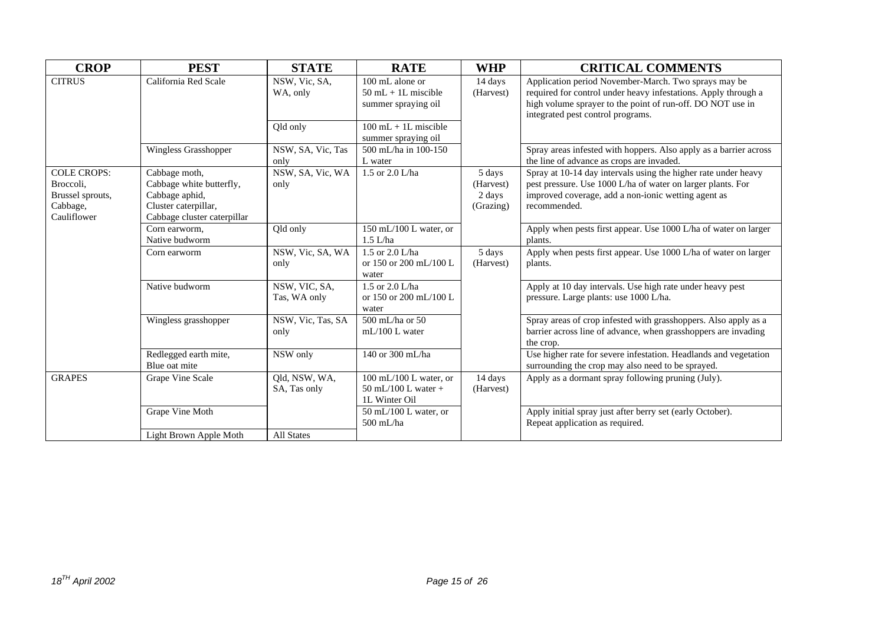| CROP | PEST | STATE | RATE | WHP | CRITICAL COMMENTS |
|---|---|---|---|---|---|
| CITRUS | California Red Scale | NSW, Vic, SA, WA, only | 100 mL alone or 50 mL + 1L miscible summer spraying oil | 14 days (Harvest) | Application period November-March. Two sprays may be required for control under heavy infestations. Apply through a high volume sprayer to the point of run-off. DO NOT use in integrated pest control programs. |
| | | Qld only | 100 mL + 1L miscible summer spraying oil | | |
| | Wingless Grasshopper | NSW, SA, Vic, Tas only | 500 mL/ha in 100-150 L water | | Spray areas infested with hoppers. Also apply as a barrier across the line of advance as crops are invaded. |
| COLE CROPS: Broccoli, Brussel sprouts, Cabbage, Cauliflower | Cabbage moth, Cabbage white butterfly, Cabbage aphid, Cluster caterpillar, Cabbage cluster caterpillar | NSW, SA, Vic, WA only | 1.5 or 2.0 L/ha | 5 days (Harvest) 2 days (Grazing) | Spray at 10-14 day intervals using the higher rate under heavy pest pressure. Use 1000 L/ha of water on larger plants. For improved coverage, add a non-ionic wetting agent as recommended. |
| | Corn earworm, Native budworm | Qld only | 150 mL/100 L water, or 1.5 L/ha | | Apply when pests first appear. Use 1000 L/ha of water on larger plants. |
| | Corn earworm | NSW, Vic, SA, WA only | 1.5 or 2.0 L/ha or 150 or 200 mL/100 L water | 5 days (Harvest) | Apply when pests first appear. Use 1000 L/ha of water on larger plants. |
| | Native budworm | NSW, VIC, SA, Tas, WA only | 1.5 or 2.0 L/ha or 150 or 200 mL/100 L water | | Apply at 10 day intervals. Use high rate under heavy pest pressure. Large plants: use 1000 L/ha. |
| | Wingless grasshopper | NSW, Vic, Tas, SA only | 500 mL/ha or 50 mL/100 L water | | Spray areas of crop infested with grasshoppers. Also apply as a barrier across line of advance, when grasshoppers are invading the crop. |
| | Redlegged earth mite, Blue oat mite | NSW only | 140 or 300 mL/ha | | Use higher rate for severe infestation. Headlands and vegetation surrounding the crop may also need to be sprayed. |
| GRAPES | Grape Vine Scale | Qld, NSW, WA, SA, Tas only | 100 mL/100 L water, or 50 mL/100 L water + 1L Winter Oil | 14 days (Harvest) | Apply as a dormant spray following pruning (July). |
| | Grape Vine Moth | | 50 mL/100 L water, or 500 mL/ha | | Apply initial spray just after berry set (early October). Repeat application as required. |
| | Light Brown Apple Moth | All States | | | |

*18[TH] April 2002*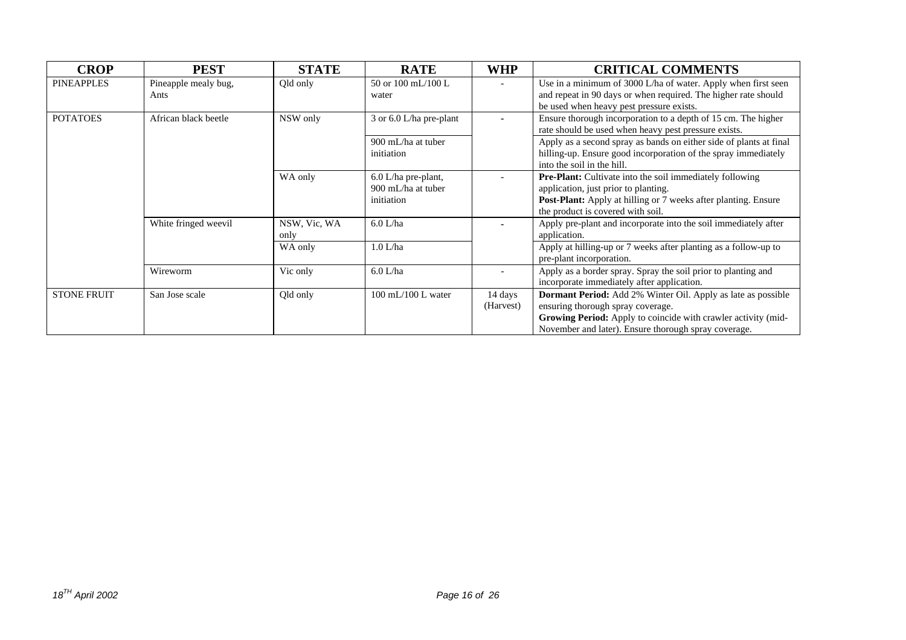| CROP | PEST | STATE | RATE | WHP | CRITICAL COMMENTS |
|---|---|---|---|---|---|
| PINEAPPLES | Pineapple mealy bug, Ants | Qld only | 50 or 100 mL/100 L water | - | Use in a minimum of 3000 L/ha of water. Apply when first seen and repeat in 90 days or when required. The higher rate should be used when heavy pest pressure exists. |
| POTATOES | African black beetle | NSW only | 3 or 6.0 L/ha pre-plant | - | Ensure thorough incorporation to a depth of 15 cm. The higher rate should be used when heavy pest pressure exists. |
| | | | 900 mL/ha at tuber initiation | | Apply as a second spray as bands on either side of plants at final hilling-up. Ensure good incorporation of the spray immediately into the soil in the hill. |
| | | WA only | 6.0 L/ha pre-plant, 900 mL/ha at tuber initiation | - | **Pre-Plant:** Cultivate into the soil immediately following application, just prior to planting. **Post-Plant:** Apply at hilling or 7 weeks after planting. Ensure the product is covered with soil. |
| | White fringed weevil | NSW, Vic, WA only | 6.0 L/ha | - | Apply pre-plant and incorporate into the soil immediately after application. |
| | | WA only | 1.0 L/ha | | Apply at hilling-up or 7 weeks after planting as a follow-up to pre-plant incorporation. |
| | Wireworm | Vic only | 6.0 L/ha | - | Apply as a border spray. Spray the soil prior to planting and incorporate immediately after application. |
| STONE FRUIT | San Jose scale | Qld only | 100 mL/100 L water | 14 days (Harvest) | **Dormant Period:** Add 2% Winter Oil. Apply as late as possible ensuring thorough spray coverage. **Growing Period:** Apply to coincide with crawler activity (mid-November and later). Ensure thorough spray coverage. |

*18[TH] April 2002*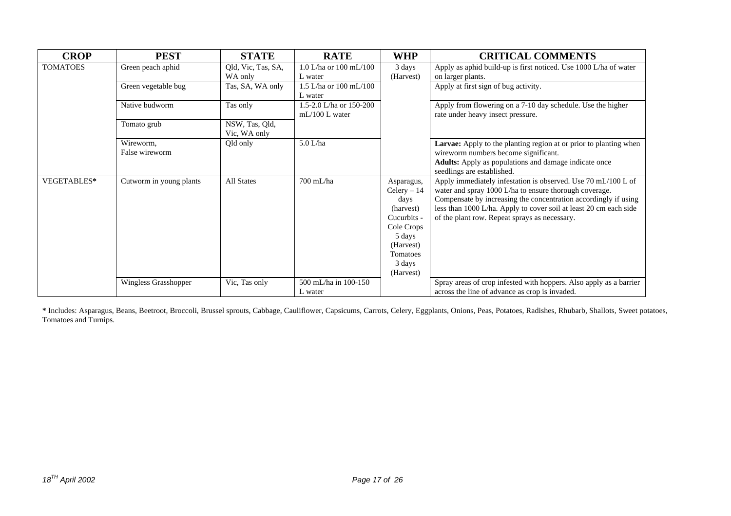| CROP | PEST | STATE | RATE | WHP | CRITICAL COMMENTS |
|---|---|---|---|---|---|
| TOMATOES | Green peach aphid | Qld, Vic, Tas, SA, WA only | 1.0 L/ha or 100 mL/100 L water | 3 days (Harvest) | Apply as aphid build-up is first noticed. Use 1000 L/ha of water on larger plants. |
| | Green vegetable bug | Tas, SA, WA only | 1.5 L/ha or 100 mL/100 L water | | Apply at first sign of bug activity. |
| | Native budworm | Tas only | 1.5-2.0 L/ha or 150-200 mL/100 L water | | Apply from flowering on a 7-10 day schedule. Use the higher rate under heavy insect pressure. |
| | Tomato grub | NSW, Tas, Qld, Vic, WA only | | | |
| | Wireworm, False wireworm | Qld only | 5.0 L/ha | | **Larvae:** Apply to the planting region at or prior to planting when wireworm numbers become significant. **Adults:** Apply as populations and damage indicate once seedlings are established. |
| VEGETABLES* | Cutworm in young plants | All States | 700 mL/ha | Asparagus, Celery – 14 days (harvest) Cucurbits - Cole Crops 5 days (Harvest) Tomatoes 3 days (Harvest) | Apply immediately infestation is observed. Use 70 mL/100 L of water and spray 1000 L/ha to ensure thorough coverage. Compensate by increasing the concentration accordingly if using less than 1000 L/ha. Apply to cover soil at least 20 cm each side of the plant row. Repeat sprays as necessary. |
| | Wingless Grasshopper | Vic, Tas only | 500 mL/ha in 100-150 L water | | Spray areas of crop infested with hoppers. Also apply as a barrier across the line of advance as crop is invaded. |

**\*** Includes: Asparagus, Beans, Beetroot, Broccoli, Brussel sprouts, Cabbage, Cauliflower, Capsicums, Carrots, Celery, Eggplants, Onions, Peas, Potatoes, Radishes, Rhubarb, Shallots, Sweet potatoes, Tomatoes and Turnips.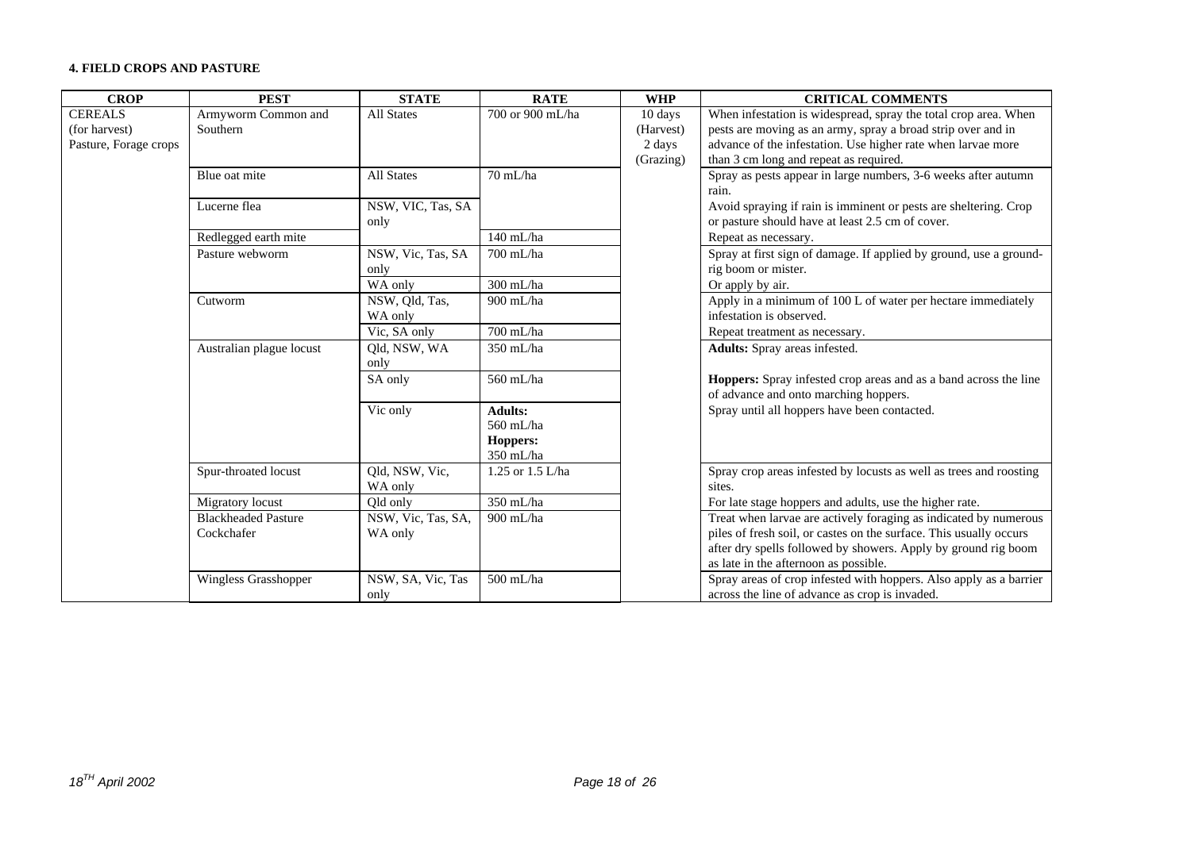**4. FIELD CROPS AND PASTURE**

| CROP | PEST | STATE | RATE | WHP | CRITICAL COMMENTS |
|---|---|---|---|---|---|
| CEREALS (for harvest) Pasture, Forage crops | Armyworm Common and Southern | All States | 700 or 900 mL/ha | 10 days (Harvest) 2 days (Grazing) | When infestation is widespread, spray the total crop area. When pests are moving as an army, spray a broad strip over and in advance of the infestation. Use higher rate when larvae more than 3 cm long and repeat as required. |
| | Blue oat mite | All States | 70 mL/ha | | Spray as pests appear in large numbers, 3-6 weeks after autumn rain. |
| | Lucerne flea | NSW, VIC, Tas, SA only | | | Avoid spraying if rain is imminent or pests are sheltering. Crop or pasture should have at least 2.5 cm of cover. |
| | Redlegged earth mite | | 140 mL/ha | | Repeat as necessary. |
| | Pasture webworm | NSW, Vic, Tas, SA only | 700 mL/ha | | Spray at first sign of damage. If applied by ground, use a ground-rig boom or mister. |
| | | WA only | 300 mL/ha | | Or apply by air. |
| | Cutworm | NSW, Qld, Tas, WA only | 900 mL/ha | | Apply in a minimum of 100 L of water per hectare immediately infestation is observed. |
| | | Vic, SA only | 700 mL/ha | | Repeat treatment as necessary. |
| | Australian plague locust | Qld, NSW, WA only | 350 mL/ha | | **Adults:** Spray areas infested. |
| | | SA only | 560 mL/ha | | **Hoppers:** Spray infested crop areas and as a band across the line of advance and onto marching hoppers. |
| | | Vic only | **Adults:** 560 mL/ha **Hoppers:** 350 mL/ha | | Spray until all hoppers have been contacted. |
| | Spur-throated locust | Qld, NSW, Vic, WA only | 1.25 or 1.5 L/ha | | Spray crop areas infested by locusts as well as trees and roosting sites. |
| | Migratory locust | Qld only | 350 mL/ha | | For late stage hoppers and adults, use the higher rate. |
| | Blackheaded Pasture Cockchafer | NSW, Vic, Tas, SA, WA only | 900 mL/ha | | Treat when larvae are actively foraging as indicated by numerous piles of fresh soil, or castes on the surface. This usually occurs after dry spells followed by showers. Apply by ground rig boom as late in the afternoon as possible. |
| | Wingless Grasshopper | NSW, SA, Vic, Tas only | 500 mL/ha | | Spray areas of crop infested with hoppers. Also apply as a barrier across the line of advance as crop is invaded. |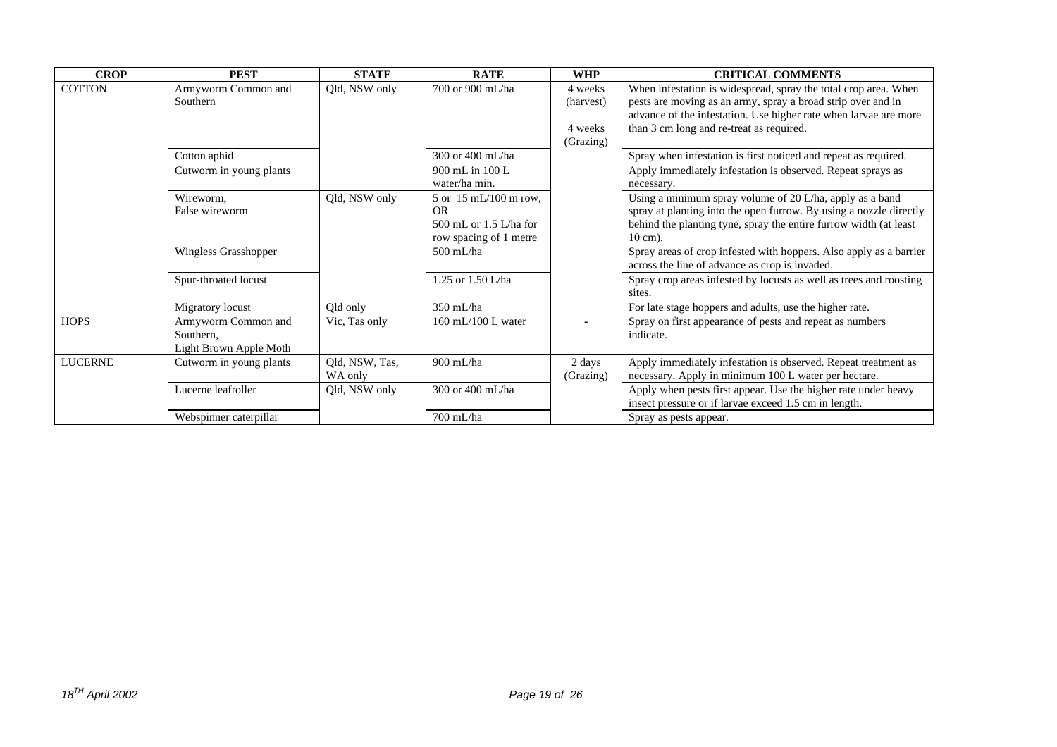| CROP | PEST | STATE | RATE | WHP | CRITICAL COMMENTS |
|---|---|---|---|---|---|
| COTTON | Armyworm Common and Southern | Qld, NSW only | 700 or 900 mL/ha | 4 weeks (harvest)<br><br>4 weeks (Grazing) | When infestation is widespread, spray the total crop area. When pests are moving as an army, spray a broad strip over and in advance of the infestation. Use higher rate when larvae are more than 3 cm long and re-treat as required. |
| | Cotton aphid | | 300 or 400 mL/ha | | Spray when infestation is first noticed and repeat as required. |
| | Cutworm in young plants | | 900 mL in 100 L water/ha min. | | Apply immediately infestation is observed. Repeat sprays as necessary. |
| | Wireworm, False wireworm | Qld, NSW only | 5 or 15 mL/100 m row, OR 500 mL or 1.5 L/ha for row spacing of 1 metre | | Using a minimum spray volume of 20 L/ha, apply as a band spray at planting into the open furrow. By using a nozzle directly behind the planting tyne, spray the entire furrow width (at least 10 cm). |
| | Wingless Grasshopper | | 500 mL/ha | | Spray areas of crop infested with hoppers. Also apply as a barrier across the line of advance as crop is invaded. |
| | Spur-throated locust | | 1.25 or 1.50 L/ha | | Spray crop areas infested by locusts as well as trees and roosting sites. |
| | Migratory locust | Qld only | 350 mL/ha | | For late stage hoppers and adults, use the higher rate. |
| HOPS | Armyworm Common and Southern, Light Brown Apple Moth | Vic, Tas only | 160 mL/100 L water | - | Spray on first appearance of pests and repeat as numbers indicate. |
| LUCERNE | Cutworm in young plants | Qld, NSW, Tas, WA only | 900 mL/ha | 2 days (Grazing) | Apply immediately infestation is observed. Repeat treatment as necessary. Apply in minimum 100 L water per hectare. |
| | Lucerne leafroller | Qld, NSW only | 300 or 400 mL/ha | | Apply when pests first appear. Use the higher rate under heavy insect pressure or if larvae exceed 1.5 cm in length. |
| | Webspinner caterpillar | | 700 mL/ha | | Spray as pests appear. |

*18TH April 2002*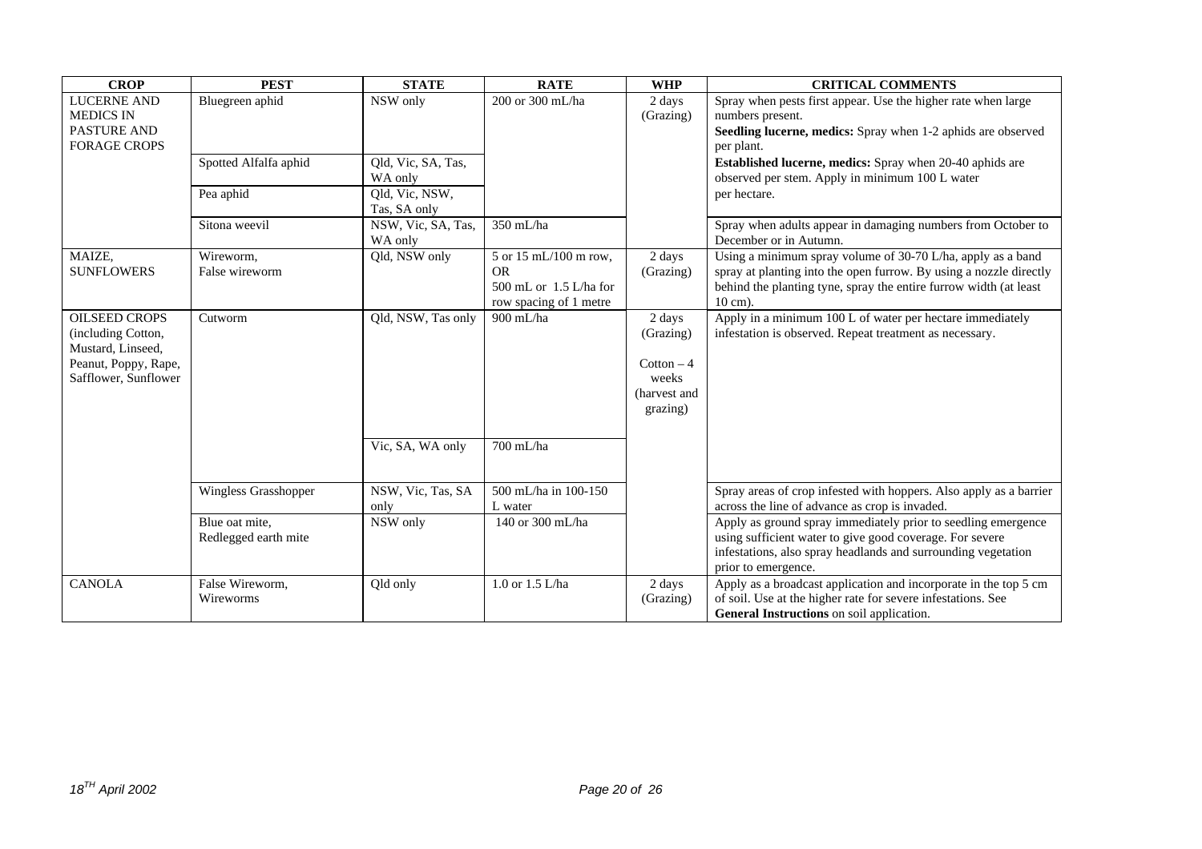| CROP | PEST | STATE | RATE | WHP | CRITICAL COMMENTS |
|---|---|---|---|---|---|
| LUCERNE AND MEDICS IN PASTURE AND FORAGE CROPS | Bluegreen aphid | NSW only | 200 or 300 mL/ha | 2 days (Grazing) | Spray when pests first appear. Use the higher rate when large numbers present. **Seedling lucerne, medics:** Spray when 1-2 aphids are observed per plant. **Established lucerne, medics:** Spray when 20-40 aphids are observed per stem. Apply in minimum 100 L water per hectare. |
| | Spotted Alfalfa aphid | Qld, Vic, SA, Tas, WA only | | | |
| | Pea aphid | Qld, Vic, NSW, Tas, SA only | | | |
| | Sitona weevil | NSW, Vic, SA, Tas, WA only | 350 mL/ha | | Spray when adults appear in damaging numbers from October to December or in Autumn. |
| MAIZE, SUNFLOWERS | Wireworm, False wireworm | Qld, NSW only | 5 or 15 mL/100 m row, OR 500 mL or 1.5 L/ha for row spacing of 1 metre | 2 days (Grazing) | Using a minimum spray volume of 30-70 L/ha, apply as a band spray at planting into the open furrow. By using a nozzle directly behind the planting tyne, spray the entire furrow width (at least 10 cm). |
| OILSEED CROPS (including Cotton, Mustard, Linseed, Peanut, Poppy, Rape, Safflower, Sunflower | Cutworm | Qld, NSW, Tas only | 900 mL/ha | 2 days (Grazing) Cotton – 4 weeks (harvest and grazing) | Apply in a minimum 100 L of water per hectare immediately infestation is observed. Repeat treatment as necessary. |
| | | Vic, SA, WA only | 700 mL/ha | | |
| | Wingless Grasshopper | NSW, Vic, Tas, SA only | 500 mL/ha in 100-150 L water | | Spray areas of crop infested with hoppers. Also apply as a barrier across the line of advance as crop is invaded. |
| | Blue oat mite, Redlegged earth mite | NSW only | 140 or 300 mL/ha | | Apply as ground spray immediately prior to seedling emergence using sufficient water to give good coverage. For severe infestations, also spray headlands and surrounding vegetation prior to emergence. |
| CANOLA | False Wireworm, Wireworms | Qld only | 1.0 or 1.5 L/ha | 2 days (Grazing) | Apply as a broadcast application and incorporate in the top 5 cm of soil. Use at the higher rate for severe infestations. See **General Instructions** on soil application. |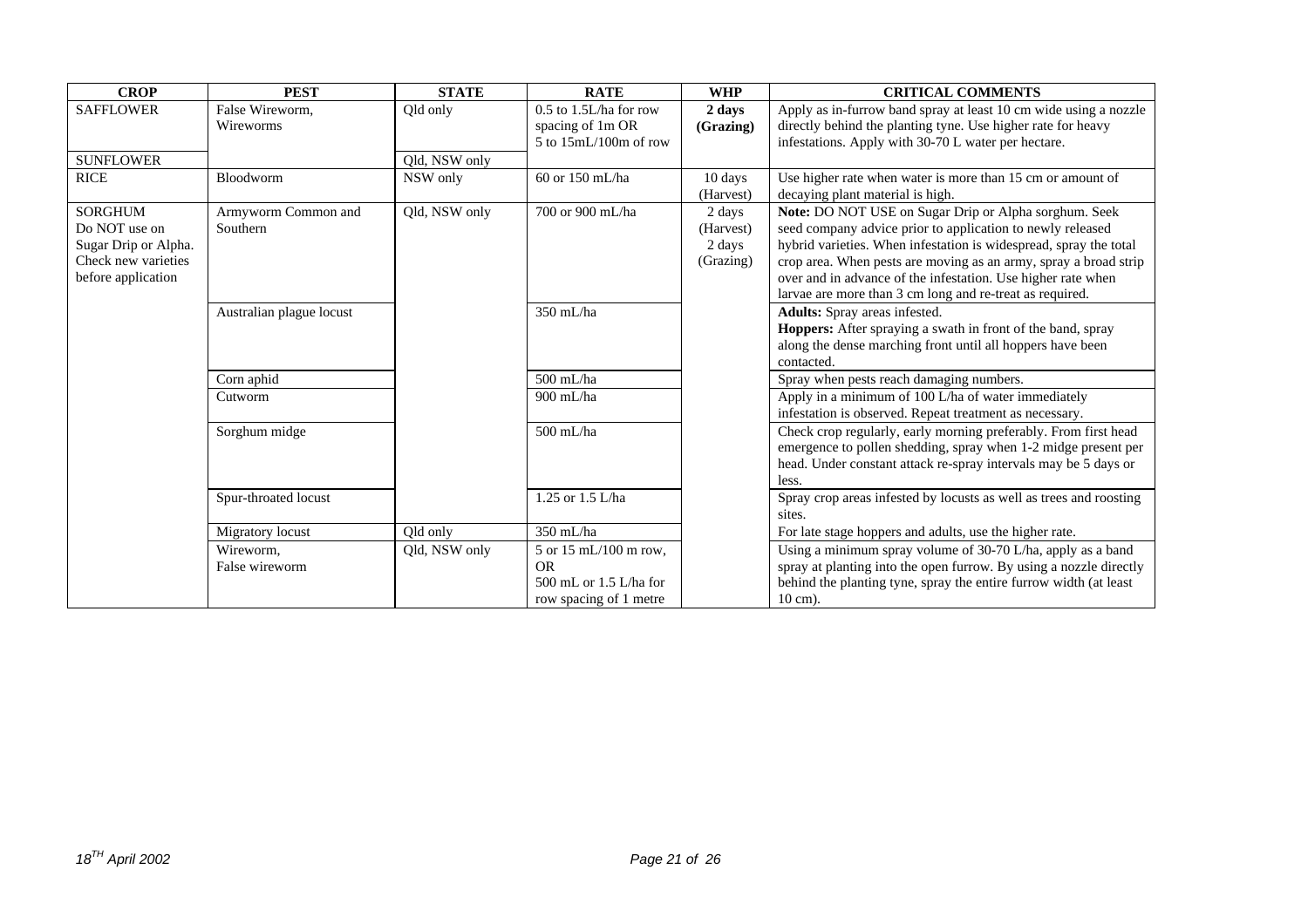| CROP | PEST | STATE | RATE | WHP | CRITICAL COMMENTS |
|---|---|---|---|---|---|
| SAFFLOWER | False Wireworm, Wireworms | Qld only | 0.5 to 1.5L/ha for row spacing of 1m OR 5 to 15mL/100m of row | **2 days (Grazing)** | Apply as in-furrow band spray at least 10 cm wide using a nozzle directly behind the planting tyne. Use higher rate for heavy infestations. Apply with 30-70 L water per hectare. |
| SUNFLOWER | | Qld, NSW only | | | |
| RICE | Bloodworm | NSW only | 60 or 150 mL/ha | 10 days (Harvest) | Use higher rate when water is more than 15 cm or amount of decaying plant material is high. |
| SORGHUM Do NOT use on Sugar Drip or Alpha. Check new varieties before application | Armyworm Common and Southern | Qld, NSW only | 700 or 900 mL/ha | 2 days (Harvest) 2 days (Grazing) | **Note:** DO NOT USE on Sugar Drip or Alpha sorghum. Seek seed company advice prior to application to newly released hybrid varieties. When infestation is widespread, spray the total crop area. When pests are moving as an army, spray a broad strip over and in advance of the infestation. Use higher rate when larvae are more than 3 cm long and re-treat as required. |
| | Australian plague locust | | 350 mL/ha | | **Adults:** Spray areas infested. **Hoppers:** After spraying a swath in front of the band, spray along the dense marching front until all hoppers have been contacted. |
| | Corn aphid | | 500 mL/ha | | Spray when pests reach damaging numbers. |
| | Cutworm | | 900 mL/ha | | Apply in a minimum of 100 L/ha of water immediately infestation is observed. Repeat treatment as necessary. |
| | Sorghum midge | | 500 mL/ha | | Check crop regularly, early morning preferably. From first head emergence to pollen shedding, spray when 1-2 midge present per head. Under constant attack re-spray intervals may be 5 days or less. |
| | Spur-throated locust | | 1.25 or 1.5 L/ha | | Spray crop areas infested by locusts as well as trees and roosting sites. |
| | Migratory locust | Qld only | 350 mL/ha | | For late stage hoppers and adults, use the higher rate. |
| | Wireworm, False wireworm | Qld, NSW only | 5 or 15 mL/100 m row, OR 500 mL or 1.5 L/ha for row spacing of 1 metre | | Using a minimum spray volume of 30-70 L/ha, apply as a band spray at planting into the open furrow. By using a nozzle directly behind the planting tyne, spray the entire furrow width (at least 10 cm). |

*18[TH] April 2002*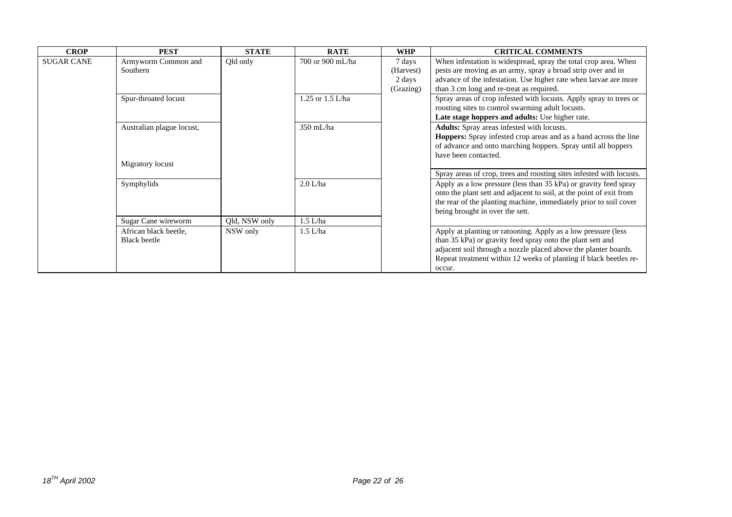| CROP | PEST | STATE | RATE | WHP | CRITICAL COMMENTS |
|---|---|---|---|---|---|
| SUGAR CANE | Armyworm Common and Southern | Qld only | 700 or 900 mL/ha | 7 days (Harvest) 2 days (Grazing) | When infestation is widespread, spray the total crop area. When pests are moving as an army, spray a broad strip over and in advance of the infestation. Use higher rate when larvae are more than 3 cm long and re-treat as required. |
| | Spur-throated locust | | 1.25 or 1.5 L/ha | | Spray areas of crop infested with locusts. Apply spray to trees or roosting sites to control swarming adult locusts. **Late stage hoppers and adults:** Use higher rate. |
| | Australian plague locust, | | 350 mL/ha | | **Adults:** Spray areas infested with locusts. **Hoppers:** Spray infested crop areas and as a band across the line of advance and onto marching hoppers. Spray until all hoppers have been contacted. |
| | Migratory locust | | | | Spray areas of crop, trees and roosting sites infested with locusts. |
| | Symphylids | | 2.0 L/ha | | Apply as a low pressure (less than 35 kPa) or gravity feed spray onto the plant sett and adjacent to soil, at the point of exit from the rear of the planting machine, immediately prior to soil cover being brought in over the sett. |
| | Sugar Cane wireworm | Qld, NSW only | 1.5 L/ha | | |
| | African black beetle, Black beetle | NSW only | 1.5 L/ha | | Apply at planting or ratooning. Apply as a low pressure (less than 35 kPa) or gravity feed spray onto the plant sett and adjacent soil through a nozzle placed above the planter boards. Repeat treatment within 12 weeks of planting if black beetles re-occur. |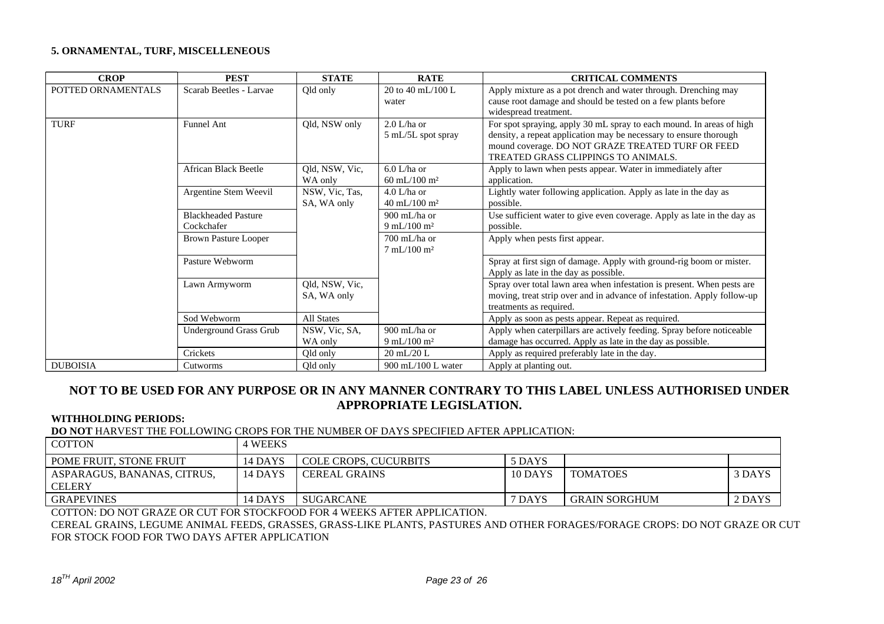**5. ORNAMENTAL, TURF, MISCELLENEOUS**

| CROP | PEST | STATE | RATE | CRITICAL COMMENTS |
|---|---|---|---|---|
| POTTED ORNAMENTALS | Scarab Beetles - Larvae | Qld only | 20 to 40 mL/100 L water | Apply mixture as a pot drench and water through. Drenching may cause root damage and should be tested on a few plants before widespread treatment. |
| TURF | Funnel Ant | Qld, NSW only | 2.0 L/ha or 5 mL/5L spot spray | For spot spraying, apply 30 mL spray to each mound. In areas of high density, a repeat application may be necessary to ensure thorough mound coverage. DO NOT GRAZE TREATED TURF OR FEED TREATED GRASS CLIPPINGS TO ANIMALS. |
| | African Black Beetle | Qld, NSW, Vic, WA only | 6.0 L/ha or 60 mL/100 m² | Apply to lawn when pests appear. Water in immediately after application. |
| | Argentine Stem Weevil | NSW, Vic, Tas, SA, WA only | 4.0 L/ha or 40 mL/100 m² | Lightly water following application. Apply as late in the day as possible. |
| | Blackheaded Pasture Cockchafer | | 900 mL/ha or 9 mL/100 m² | Use sufficient water to give even coverage. Apply as late in the day as possible. |
| | Brown Pasture Looper | | 700 mL/ha or 7 mL/100 m² | Apply when pests first appear. |
| | Pasture Webworm | | | Spray at first sign of damage. Apply with ground-rig boom or mister. Apply as late in the day as possible. |
| | Lawn Armyworm | Qld, NSW, Vic, SA, WA only | | Spray over total lawn area when infestation is present. When pests are moving, treat strip over and in advance of infestation. Apply follow-up treatments as required. |
| | Sod Webworm | All States | | Apply as soon as pests appear. Repeat as required. |
| | Underground Grass Grub | NSW, Vic, SA, WA only | 900 mL/ha or 9 mL/100 m² | Apply when caterpillars are actively feeding. Spray before noticeable damage has occurred. Apply as late in the day as possible. |
| | Crickets | Qld only | 20 mL/20 L | Apply as required preferably late in the day. |
| DUBOISIA | Cutworms | Qld only | 900 mL/100 L water | Apply at planting out. |

## NOT TO BE USED FOR ANY PURPOSE OR IN ANY MANNER CONTRARY TO THIS LABEL UNLESS AUTHORISED UNDER APPROPRIATE LEGISLATION.

**WITHHOLDING PERIODS:**

**DO NOT** HARVEST THE FOLLOWING CROPS FOR THE NUMBER OF DAYS SPECIFIED AFTER APPLICATION:

| COTTON | 4 WEEKS | | | | |
|---|---|---|---|---|---|
| POME FRUIT, STONE FRUIT | 14 DAYS | COLE CROPS, CUCURBITS | 5 DAYS | | |
| ASPARAGUS, BANANAS, CITRUS, CELERY | 14 DAYS | CEREAL GRAINS | 10 DAYS | TOMATOES | 3 DAYS |
| GRAPEVINES | 14 DAYS | SUGARCANE | 7 DAYS | GRAIN SORGHUM | 2 DAYS |

COTTON: DO NOT GRAZE OR CUT FOR STOCKFOOD FOR 4 WEEKS AFTER APPLICATION.

CEREAL GRAINS, LEGUME ANIMAL FEEDS, GRASSES, GRASS-LIKE PLANTS, PASTURES AND OTHER FORAGES/FORAGE CROPS: DO NOT GRAZE OR CUT FOR STOCK FOOD FOR TWO DAYS AFTER APPLICATION

*18TH April 2002*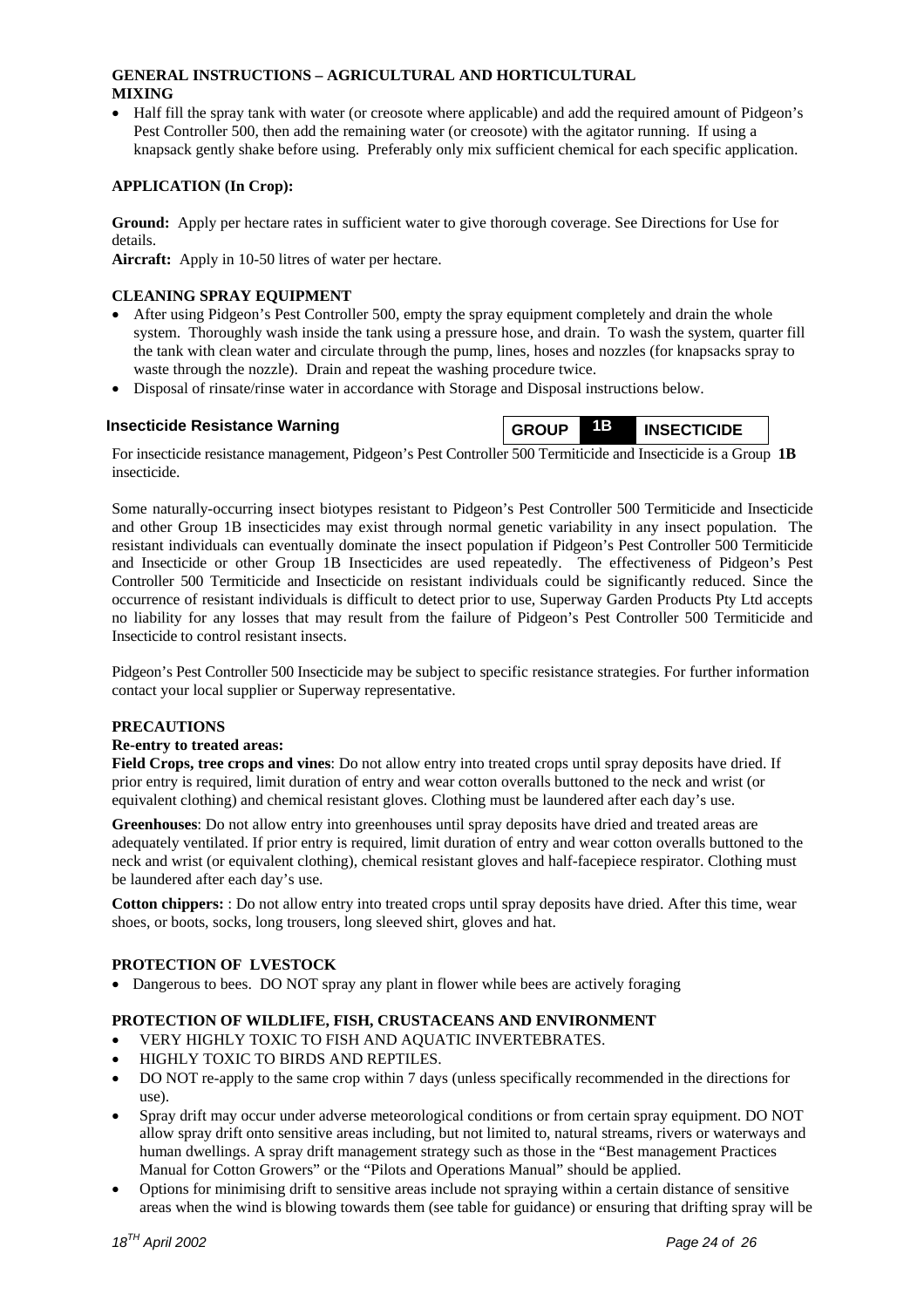**GENERAL INSTRUCTIONS – AGRICULTURAL AND HORTICULTURAL**
**MIXING**

- Half fill the spray tank with water (or creosote where applicable) and add the required amount of Pidgeon's Pest Controller 500, then add the remaining water (or creosote) with the agitator running. If using a knapsack gently shake before using. Preferably only mix sufficient chemical for each specific application.

**APPLICATION (In Crop):**

**Ground:** Apply per hectare rates in sufficient water to give thorough coverage. See Directions for Use for details.
**Aircraft:** Apply in 10-50 litres of water per hectare.

**CLEANING SPRAY EQUIPMENT**

- After using Pidgeon's Pest Controller 500, empty the spray equipment completely and drain the whole system. Thoroughly wash inside the tank using a pressure hose, and drain. To wash the system, quarter fill the tank with clean water and circulate through the pump, lines, hoses and nozzles (for knapsacks spray to waste through the nozzle). Drain and repeat the washing procedure twice.
- Disposal of rinsate/rinse water in accordance with Storage and Disposal instructions below.

**Insecticide Resistance Warning**

| GROUP | 1B | INSECTICIDE |
|---|---|---|

For insecticide resistance management, Pidgeon's Pest Controller 500 Termiticide and Insecticide is a Group **1B** insecticide.

Some naturally-occurring insect biotypes resistant to Pidgeon's Pest Controller 500 Termiticide and Insecticide and other Group 1B insecticides may exist through normal genetic variability in any insect population. The resistant individuals can eventually dominate the insect population if Pidgeon's Pest Controller 500 Termiticide and Insecticide or other Group 1B Insecticides are used repeatedly. The effectiveness of Pidgeon's Pest Controller 500 Termiticide and Insecticide on resistant individuals could be significantly reduced. Since the occurrence of resistant individuals is difficult to detect prior to use, Superway Garden Products Pty Ltd accepts no liability for any losses that may result from the failure of Pidgeon's Pest Controller 500 Termiticide and Insecticide to control resistant insects.

Pidgeon's Pest Controller 500 Insecticide may be subject to specific resistance strategies. For further information contact your local supplier or Superway representative.

**PRECAUTIONS**
**Re-entry to treated areas:**
**Field Crops, tree crops and vines**: Do not allow entry into treated crops until spray deposits have dried. If prior entry is required, limit duration of entry and wear cotton overalls buttoned to the neck and wrist (or equivalent clothing) and chemical resistant gloves. Clothing must be laundered after each day's use.

**Greenhouses**: Do not allow entry into greenhouses until spray deposits have dried and treated areas are adequately ventilated. If prior entry is required, limit duration of entry and wear cotton overalls buttoned to the neck and wrist (or equivalent clothing), chemical resistant gloves and half-facepiece respirator. Clothing must be laundered after each day's use.

**Cotton chippers:** : Do not allow entry into treated crops until spray deposits have dried. After this time, wear shoes, or boots, socks, long trousers, long sleeved shirt, gloves and hat.

**PROTECTION OF LVESTOCK**

- Dangerous to bees. DO NOT spray any plant in flower while bees are actively foraging

**PROTECTION OF WILDLIFE, FISH, CRUSTACEANS AND ENVIRONMENT**

- VERY HIGHLY TOXIC TO FISH AND AQUATIC INVERTEBRATES.
- HIGHLY TOXIC TO BIRDS AND REPTILES.
- DO NOT re-apply to the same crop within 7 days (unless specifically recommended in the directions for use).
- Spray drift may occur under adverse meteorological conditions or from certain spray equipment. DO NOT allow spray drift onto sensitive areas including, but not limited to, natural streams, rivers or waterways and human dwellings. A spray drift management strategy such as those in the "Best management Practices Manual for Cotton Growers" or the "Pilots and Operations Manual" should be applied.
- Options for minimising drift to sensitive areas include not spraying within a certain distance of sensitive areas when the wind is blowing towards them (see table for guidance) or ensuring that drifting spray will be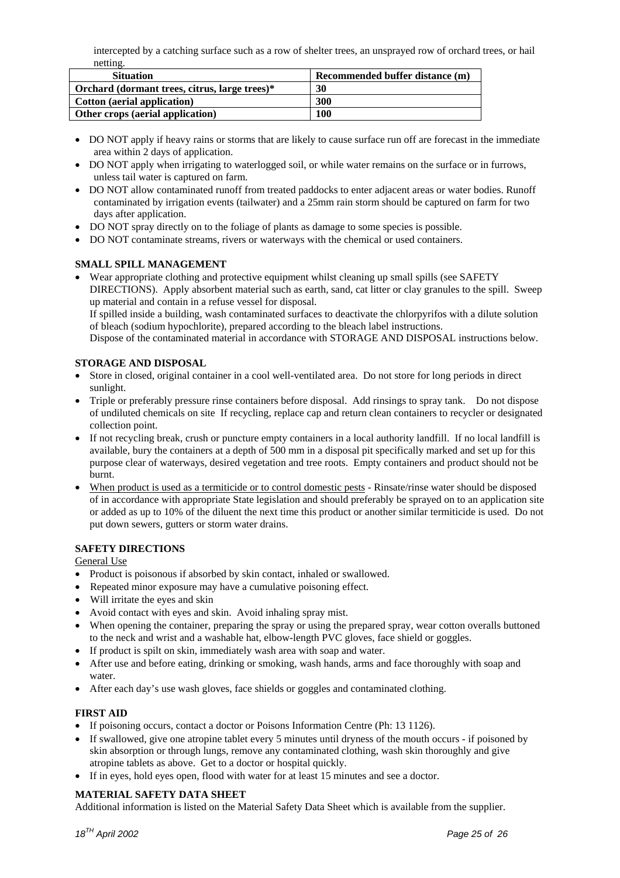intercepted by a catching surface such as a row of shelter trees, an unsprayed row of orchard trees, or hail netting.

| Situation | Recommended buffer distance (m) |
|---|---|
| **Orchard (dormant trees, citrus, large trees)*** | **30** |
| **Cotton (aerial application)** | **300** |
| **Other crops (aerial application)** | **100** |

- DO NOT apply if heavy rains or storms that are likely to cause surface run off are forecast in the immediate area within 2 days of application.
- DO NOT apply when irrigating to waterlogged soil, or while water remains on the surface or in furrows, unless tail water is captured on farm.
- DO NOT allow contaminated runoff from treated paddocks to enter adjacent areas or water bodies. Runoff contaminated by irrigation events (tailwater) and a 25mm rain storm should be captured on farm for two days after application.
- DO NOT spray directly on to the foliage of plants as damage to some species is possible.
- DO NOT contaminate streams, rivers or waterways with the chemical or used containers.

**SMALL SPILL MANAGEMENT**

- Wear appropriate clothing and protective equipment whilst cleaning up small spills (see SAFETY DIRECTIONS). Apply absorbent material such as earth, sand, cat litter or clay granules to the spill. Sweep up material and contain in a refuse vessel for disposal.
  If spilled inside a building, wash contaminated surfaces to deactivate the chlorpyrifos with a dilute solution of bleach (sodium hypochlorite), prepared according to the bleach label instructions.
  Dispose of the contaminated material in accordance with STORAGE AND DISPOSAL instructions below.

**STORAGE AND DISPOSAL**

- Store in closed, original container in a cool well-ventilated area. Do not store for long periods in direct sunlight.
- Triple or preferably pressure rinse containers before disposal. Add rinsings to spray tank. Do not dispose of undiluted chemicals on site If recycling, replace cap and return clean containers to recycler or designated collection point.
- If not recycling break, crush or puncture empty containers in a local authority landfill. If no local landfill is available, bury the containers at a depth of 500 mm in a disposal pit specifically marked and set up for this purpose clear of waterways, desired vegetation and tree roots. Empty containers and product should not be burnt.
- When product is used as a termiticide or to control domestic pests - Rinsate/rinse water should be disposed of in accordance with appropriate State legislation and should preferably be sprayed on to an application site or added as up to 10% of the diluent the next time this product or another similar termiticide is used. Do not put down sewers, gutters or storm water drains.

**SAFETY DIRECTIONS**

General Use

- Product is poisonous if absorbed by skin contact, inhaled or swallowed.
- Repeated minor exposure may have a cumulative poisoning effect.
- Will irritate the eyes and skin
- Avoid contact with eyes and skin. Avoid inhaling spray mist.
- When opening the container, preparing the spray or using the prepared spray, wear cotton overalls buttoned to the neck and wrist and a washable hat, elbow-length PVC gloves, face shield or goggles.
- If product is spilt on skin, immediately wash area with soap and water.
- After use and before eating, drinking or smoking, wash hands, arms and face thoroughly with soap and water.
- After each day's use wash gloves, face shields or goggles and contaminated clothing.

**FIRST AID**

- If poisoning occurs, contact a doctor or Poisons Information Centre (Ph: 13 1126).
- If swallowed, give one atropine tablet every 5 minutes until dryness of the mouth occurs - if poisoned by skin absorption or through lungs, remove any contaminated clothing, wash skin thoroughly and give atropine tablets as above. Get to a doctor or hospital quickly.
- If in eyes, hold eyes open, flood with water for at least 15 minutes and see a doctor.

**MATERIAL SAFETY DATA SHEET**

Additional information is listed on the Material Safety Data Sheet which is available from the supplier.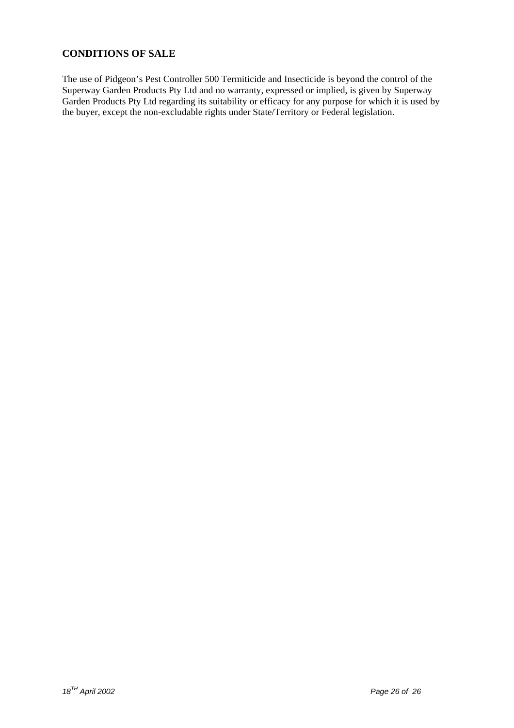## CONDITIONS OF SALE

The use of Pidgeon's Pest Controller 500 Termiticide and Insecticide is beyond the control of the Superway Garden Products Pty Ltd and no warranty, expressed or implied, is given by Superway Garden Products Pty Ltd regarding its suitability or efficacy for any purpose for which it is used by the buyer, except the non-excludable rights under State/Territory or Federal legislation.